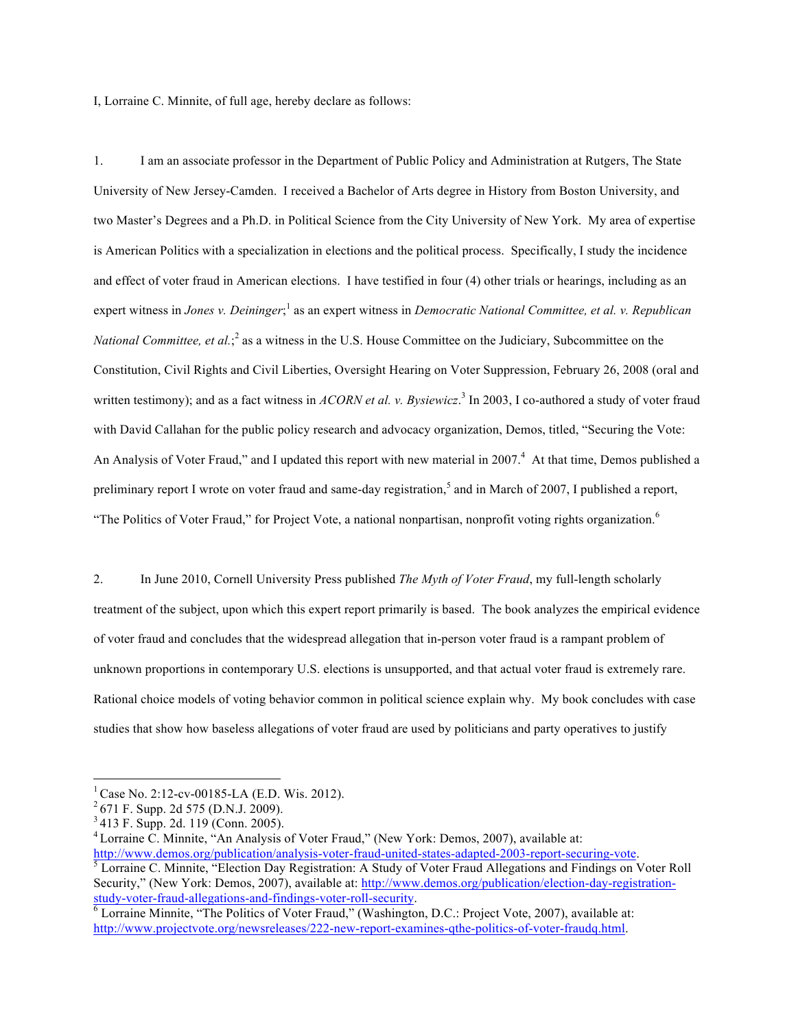I, Lorraine C. Minnite, of full age, hereby declare as follows:

1. I am an associate professor in the Department of Public Policy and Administration at Rutgers, The State University of New Jersey-Camden. I received a Bachelor of Arts degree in History from Boston University, and two Master's Degrees and a Ph.D. in Political Science from the City University of New York. My area of expertise is American Politics with a specialization in elections and the political process. Specifically, I study the incidence and effect of voter fraud in American elections. I have testified in four (4) other trials or hearings, including as an expert witness in *Jones v. Deininger*;[1] as an expert witness in *Democratic National Committee, et al. v. Republican National Committee, et al.*;[2] as a witness in the U.S. House Committee on the Judiciary, Subcommittee on the Constitution, Civil Rights and Civil Liberties, Oversight Hearing on Voter Suppression, February 26, 2008 (oral and written testimony); and as a fact witness in *ACORN et al. v. Bysiewicz*.[3] In 2003, I co-authored a study of voter fraud with David Callahan for the public policy research and advocacy organization, Demos, titled, "Securing the Vote: An Analysis of Voter Fraud," and I updated this report with new material in 2007.[4] At that time, Demos published a preliminary report I wrote on voter fraud and same-day registration,[5] and in March of 2007, I published a report, "The Politics of Voter Fraud," for Project Vote, a national nonpartisan, nonprofit voting rights organization.[6]

2. In June 2010, Cornell University Press published *The Myth of Voter Fraud*, my full-length scholarly treatment of the subject, upon which this expert report primarily is based. The book analyzes the empirical evidence of voter fraud and concludes that the widespread allegation that in-person voter fraud is a rampant problem of unknown proportions in contemporary U.S. elections is unsupported, and that actual voter fraud is extremely rare. Rational choice models of voting behavior common in political science explain why. My book concludes with case studies that show how baseless allegations of voter fraud are used by politicians and party operatives to justify

---

[1] Case No. 2:12-cv-00185-LA (E.D. Wis. 2012).

[2] 671 F. Supp. 2d 575 (D.N.J. 2009).

[3] 413 F. Supp. 2d. 119 (Conn. 2005).

[4] Lorraine C. Minnite, "An Analysis of Voter Fraud," (New York: Demos, 2007), available at: http://www.demos.org/publication/analysis-voter-fraud-united-states-adapted-2003-report-securing-vote.

[5] Lorraine C. Minnite, "Election Day Registration: A Study of Voter Fraud Allegations and Findings on Voter Roll Security," (New York: Demos, 2007), available at: http://www.demos.org/publication/election-day-registration-study-voter-fraud-allegations-and-findings-voter-roll-security.

[6] Lorraine Minnite, "The Politics of Voter Fraud," (Washington, D.C.: Project Vote, 2007), available at: http://www.projectvote.org/newsreleases/222-new-report-examines-qthe-politics-of-voter-fraudq.html.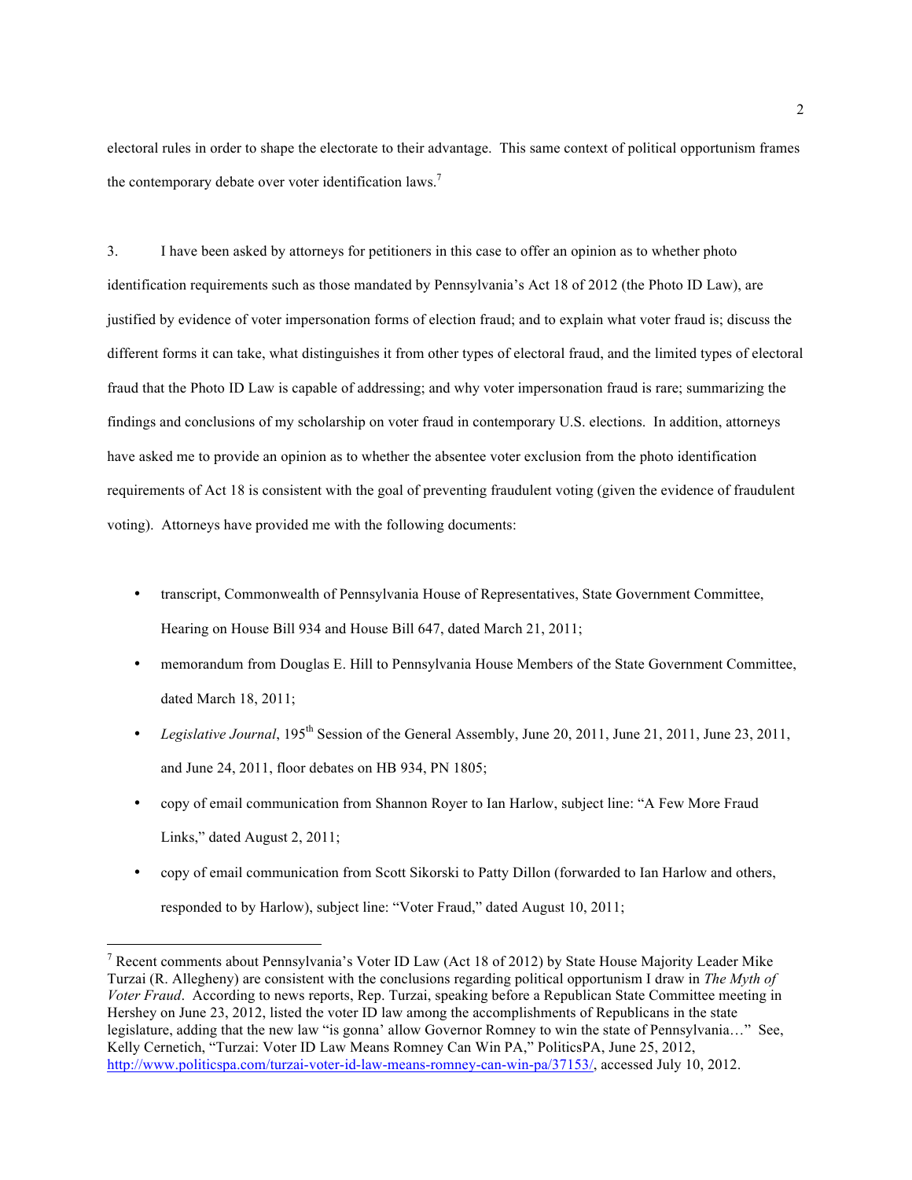electoral rules in order to shape the electorate to their advantage. This same context of political opportunism frames the contemporary debate over voter identification laws.[7]

3. I have been asked by attorneys for petitioners in this case to offer an opinion as to whether photo identification requirements such as those mandated by Pennsylvania's Act 18 of 2012 (the Photo ID Law), are justified by evidence of voter impersonation forms of election fraud; and to explain what voter fraud is; discuss the different forms it can take, what distinguishes it from other types of electoral fraud, and the limited types of electoral fraud that the Photo ID Law is capable of addressing; and why voter impersonation fraud is rare; summarizing the findings and conclusions of my scholarship on voter fraud in contemporary U.S. elections. In addition, attorneys have asked me to provide an opinion as to whether the absentee voter exclusion from the photo identification requirements of Act 18 is consistent with the goal of preventing fraudulent voting (given the evidence of fraudulent voting). Attorneys have provided me with the following documents:

- transcript, Commonwealth of Pennsylvania House of Representatives, State Government Committee, Hearing on House Bill 934 and House Bill 647, dated March 21, 2011;
- memorandum from Douglas E. Hill to Pennsylvania House Members of the State Government Committee, dated March 18, 2011;
- *Legislative Journal*, 195th Session of the General Assembly, June 20, 2011, June 21, 2011, June 23, 2011, and June 24, 2011, floor debates on HB 934, PN 1805;
- copy of email communication from Shannon Royer to Ian Harlow, subject line: "A Few More Fraud Links," dated August 2, 2011;
- copy of email communication from Scott Sikorski to Patty Dillon (forwarded to Ian Harlow and others, responded to by Harlow), subject line: "Voter Fraud," dated August 10, 2011;

---

[7] Recent comments about Pennsylvania's Voter ID Law (Act 18 of 2012) by State House Majority Leader Mike Turzai (R. Allegheny) are consistent with the conclusions regarding political opportunism I draw in *The Myth of Voter Fraud*. According to news reports, Rep. Turzai, speaking before a Republican State Committee meeting in Hershey on June 23, 2012, listed the voter ID law among the accomplishments of Republicans in the state legislature, adding that the new law "is gonna' allow Governor Romney to win the state of Pennsylvania…" See, Kelly Cernetich, "Turzai: Voter ID Law Means Romney Can Win PA," PoliticsPA, June 25, 2012, http://www.politicspa.com/turzai-voter-id-law-means-romney-can-win-pa/37153/, accessed July 10, 2012.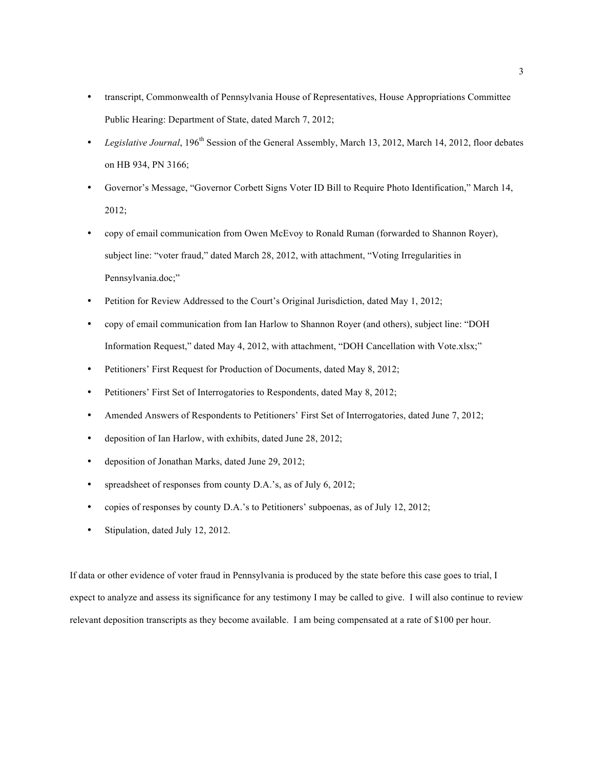- transcript, Commonwealth of Pennsylvania House of Representatives, House Appropriations Committee Public Hearing: Department of State, dated March 7, 2012;
- *Legislative Journal*, 196th Session of the General Assembly, March 13, 2012, March 14, 2012, floor debates on HB 934, PN 3166;
- Governor's Message, "Governor Corbett Signs Voter ID Bill to Require Photo Identification," March 14, 2012;
- copy of email communication from Owen McEvoy to Ronald Ruman (forwarded to Shannon Royer), subject line: "voter fraud," dated March 28, 2012, with attachment, "Voting Irregularities in Pennsylvania.doc;"
- Petition for Review Addressed to the Court's Original Jurisdiction, dated May 1, 2012;
- copy of email communication from Ian Harlow to Shannon Royer (and others), subject line: "DOH Information Request," dated May 4, 2012, with attachment, "DOH Cancellation with Vote.xlsx;"
- Petitioners' First Request for Production of Documents, dated May 8, 2012;
- Petitioners' First Set of Interrogatories to Respondents, dated May 8, 2012;
- Amended Answers of Respondents to Petitioners' First Set of Interrogatories, dated June 7, 2012;
- deposition of Ian Harlow, with exhibits, dated June 28, 2012;
- deposition of Jonathan Marks, dated June 29, 2012;
- spreadsheet of responses from county D.A.'s, as of July 6, 2012;
- copies of responses by county D.A.'s to Petitioners' subpoenas, as of July 12, 2012;
- Stipulation, dated July 12, 2012.

If data or other evidence of voter fraud in Pennsylvania is produced by the state before this case goes to trial, I expect to analyze and assess its significance for any testimony I may be called to give. I will also continue to review relevant deposition transcripts as they become available. I am being compensated at a rate of $100 per hour.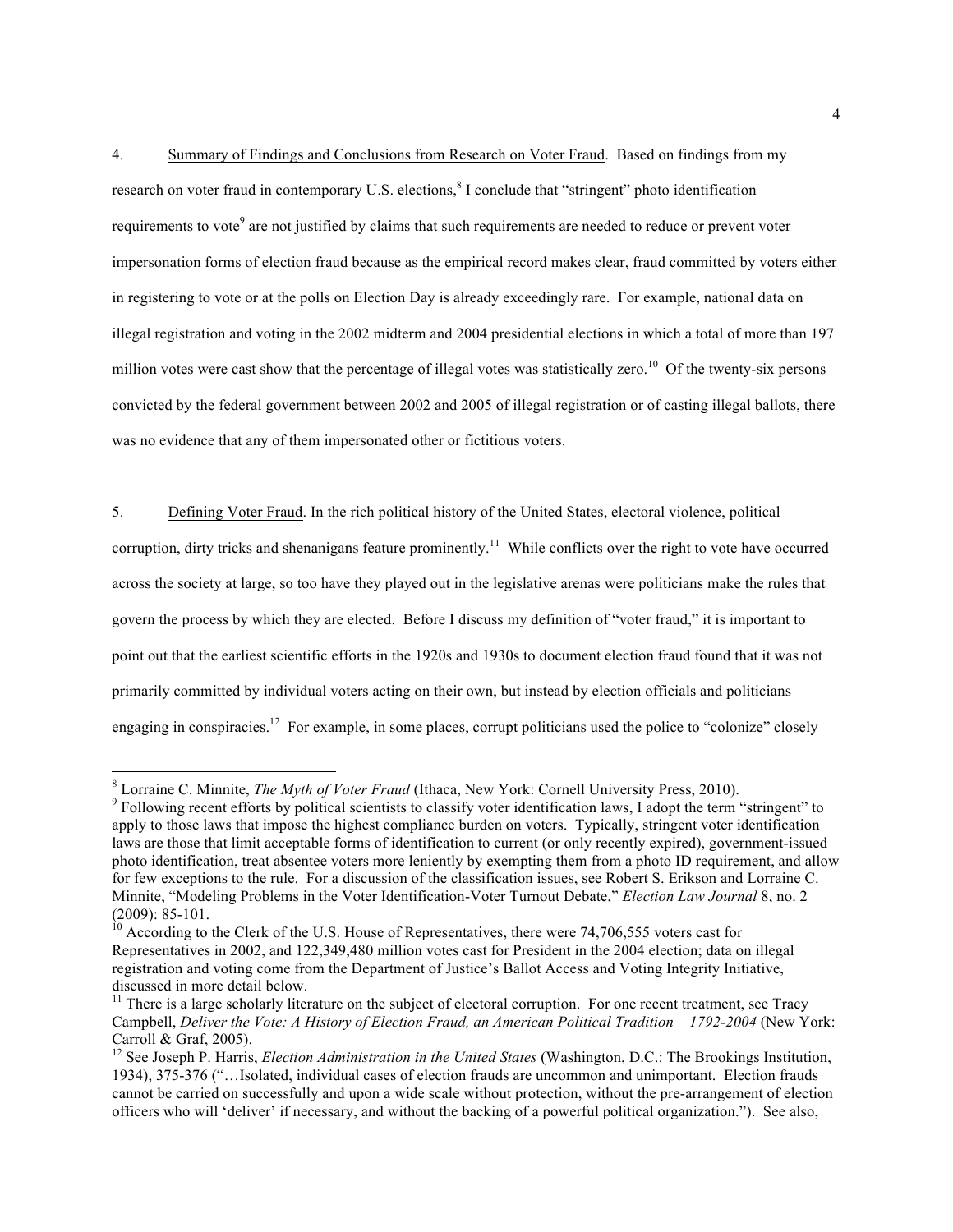4. Summary of Findings and Conclusions from Research on Voter Fraud. Based on findings from my research on voter fraud in contemporary U.S. elections,[8] I conclude that "stringent" photo identification requirements to vote[9] are not justified by claims that such requirements are needed to reduce or prevent voter impersonation forms of election fraud because as the empirical record makes clear, fraud committed by voters either in registering to vote or at the polls on Election Day is already exceedingly rare. For example, national data on illegal registration and voting in the 2002 midterm and 2004 presidential elections in which a total of more than 197 million votes were cast show that the percentage of illegal votes was statistically zero.[10] Of the twenty-six persons convicted by the federal government between 2002 and 2005 of illegal registration or of casting illegal ballots, there was no evidence that any of them impersonated other or fictitious voters.

5. Defining Voter Fraud. In the rich political history of the United States, electoral violence, political corruption, dirty tricks and shenanigans feature prominently.[11] While conflicts over the right to vote have occurred across the society at large, so too have they played out in the legislative arenas were politicians make the rules that govern the process by which they are elected. Before I discuss my definition of "voter fraud," it is important to point out that the earliest scientific efforts in the 1920s and 1930s to document election fraud found that it was not primarily committed by individual voters acting on their own, but instead by election officials and politicians engaging in conspiracies.[12] For example, in some places, corrupt politicians used the police to "colonize" closely

---

[8] Lorraine C. Minnite, *The Myth of Voter Fraud* (Ithaca, New York: Cornell University Press, 2010).

[9] Following recent efforts by political scientists to classify voter identification laws, I adopt the term "stringent" to apply to those laws that impose the highest compliance burden on voters. Typically, stringent voter identification laws are those that limit acceptable forms of identification to current (or only recently expired), government-issued photo identification, treat absentee voters more leniently by exempting them from a photo ID requirement, and allow for few exceptions to the rule. For a discussion of the classification issues, see Robert S. Erikson and Lorraine C. Minnite, "Modeling Problems in the Voter Identification-Voter Turnout Debate," *Election Law Journal* 8, no. 2 (2009): 85-101.

[10] According to the Clerk of the U.S. House of Representatives, there were 74,706,555 voters cast for Representatives in 2002, and 122,349,480 million votes cast for President in the 2004 election; data on illegal registration and voting come from the Department of Justice's Ballot Access and Voting Integrity Initiative, discussed in more detail below.

[11] There is a large scholarly literature on the subject of electoral corruption. For one recent treatment, see Tracy Campbell, *Deliver the Vote: A History of Election Fraud, an American Political Tradition – 1792-2004* (New York: Carroll & Graf, 2005).

[12] See Joseph P. Harris, *Election Administration in the United States* (Washington, D.C.: The Brookings Institution, 1934), 375-376 ("…Isolated, individual cases of election frauds are uncommon and unimportant. Election frauds cannot be carried on successfully and upon a wide scale without protection, without the pre-arrangement of election officers who will 'deliver' if necessary, and without the backing of a powerful political organization."). See also,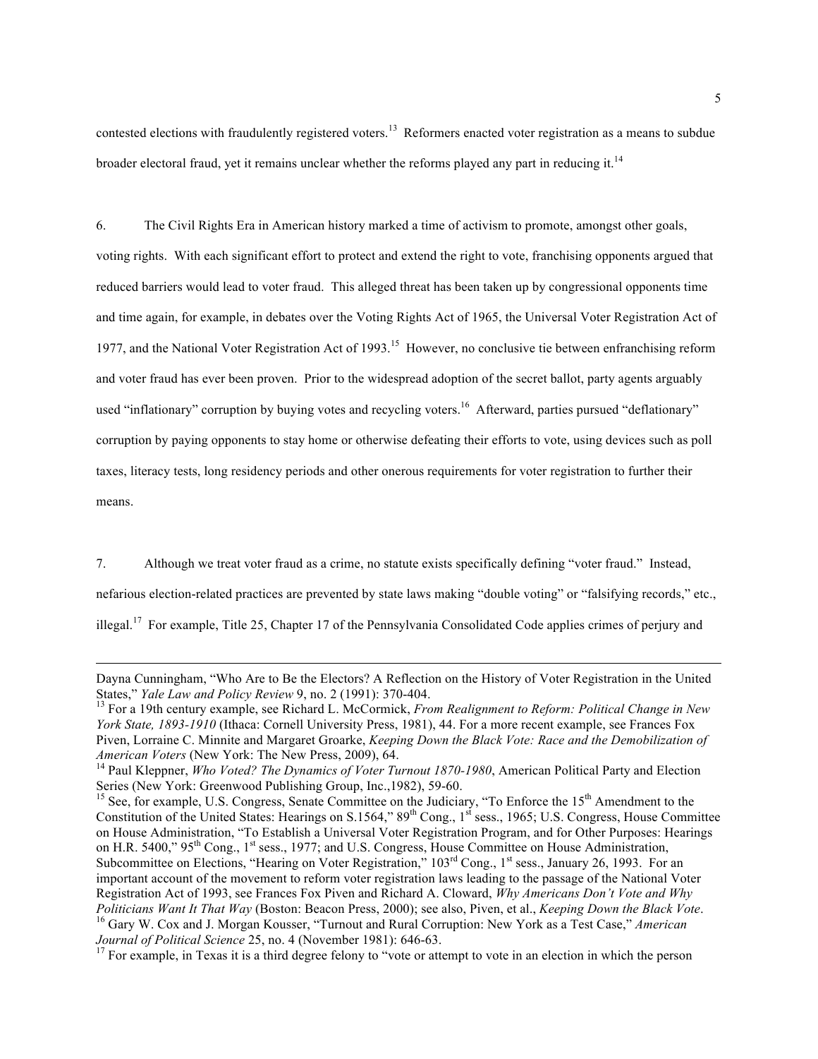contested elections with fraudulently registered voters.[13] Reformers enacted voter registration as a means to subdue broader electoral fraud, yet it remains unclear whether the reforms played any part in reducing it.[14]

6. The Civil Rights Era in American history marked a time of activism to promote, amongst other goals, voting rights. With each significant effort to protect and extend the right to vote, franchising opponents argued that reduced barriers would lead to voter fraud. This alleged threat has been taken up by congressional opponents time and time again, for example, in debates over the Voting Rights Act of 1965, the Universal Voter Registration Act of 1977, and the National Voter Registration Act of 1993.[15] However, no conclusive tie between enfranchising reform and voter fraud has ever been proven. Prior to the widespread adoption of the secret ballot, party agents arguably used "inflationary" corruption by buying votes and recycling voters.[16] Afterward, parties pursued "deflationary" corruption by paying opponents to stay home or otherwise defeating their efforts to vote, using devices such as poll taxes, literacy tests, long residency periods and other onerous requirements for voter registration to further their means.

7. Although we treat voter fraud as a crime, no statute exists specifically defining "voter fraud." Instead, nefarious election-related practices are prevented by state laws making "double voting" or "falsifying records," etc., illegal.[17] For example, Title 25, Chapter 17 of the Pennsylvania Consolidated Code applies crimes of perjury and

---

Dayna Cunningham, "Who Are to Be the Electors? A Reflection on the History of Voter Registration in the United States," *Yale Law and Policy Review* 9, no. 2 (1991): 370-404.

[13] For a 19th century example, see Richard L. McCormick, *From Realignment to Reform: Political Change in New York State, 1893-1910* (Ithaca: Cornell University Press, 1981), 44. For a more recent example, see Frances Fox Piven, Lorraine C. Minnite and Margaret Groarke, *Keeping Down the Black Vote: Race and the Demobilization of American Voters* (New York: The New Press, 2009), 64.

[14] Paul Kleppner, *Who Voted? The Dynamics of Voter Turnout 1870-1980*, American Political Party and Election Series (New York: Greenwood Publishing Group, Inc.,1982), 59-60.

[15] See, for example, U.S. Congress, Senate Committee on the Judiciary, "To Enforce the 15th Amendment to the Constitution of the United States: Hearings on S.1564," 89th Cong., 1st sess., 1965; U.S. Congress, House Committee on House Administration, "To Establish a Universal Voter Registration Program, and for Other Purposes: Hearings on H.R. 5400," 95th Cong., 1st sess., 1977; and U.S. Congress, House Committee on House Administration, Subcommittee on Elections, "Hearing on Voter Registration," 103rd Cong., 1st sess., January 26, 1993. For an important account of the movement to reform voter registration laws leading to the passage of the National Voter Registration Act of 1993, see Frances Fox Piven and Richard A. Cloward, *Why Americans Don't Vote and Why Politicians Want It That Way* (Boston: Beacon Press, 2000); see also, Piven, et al., *Keeping Down the Black Vote*.

[16] Gary W. Cox and J. Morgan Kousser, "Turnout and Rural Corruption: New York as a Test Case," *American Journal of Political Science* 25, no. 4 (November 1981): 646-63.

[17] For example, in Texas it is a third degree felony to "vote or attempt to vote in an election in which the person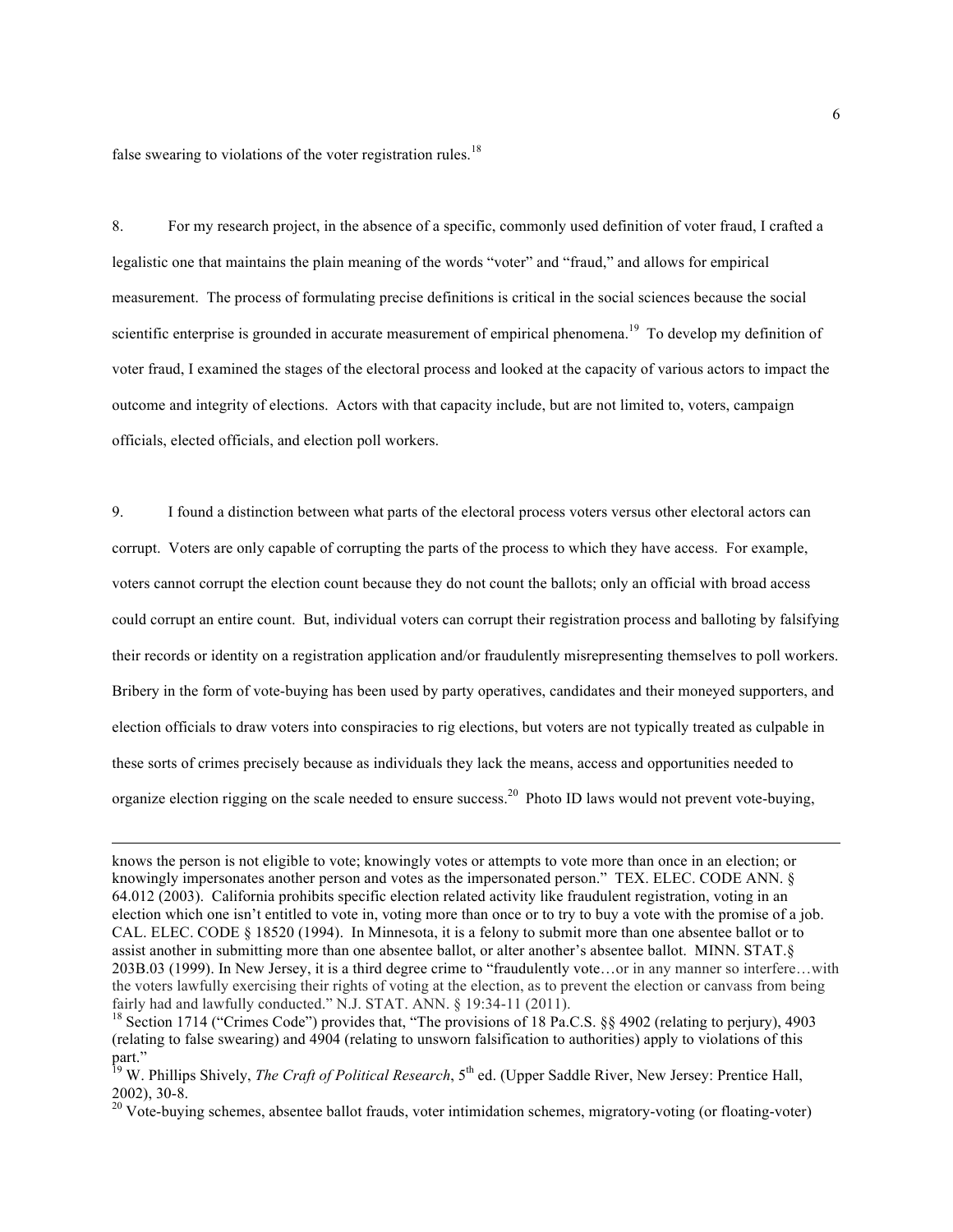false swearing to violations of the voter registration rules.[18]

8. For my research project, in the absence of a specific, commonly used definition of voter fraud, I crafted a legalistic one that maintains the plain meaning of the words "voter" and "fraud," and allows for empirical measurement. The process of formulating precise definitions is critical in the social sciences because the social scientific enterprise is grounded in accurate measurement of empirical phenomena.[19] To develop my definition of voter fraud, I examined the stages of the electoral process and looked at the capacity of various actors to impact the outcome and integrity of elections. Actors with that capacity include, but are not limited to, voters, campaign officials, elected officials, and election poll workers.

9. I found a distinction between what parts of the electoral process voters versus other electoral actors can corrupt. Voters are only capable of corrupting the parts of the process to which they have access. For example, voters cannot corrupt the election count because they do not count the ballots; only an official with broad access could corrupt an entire count. But, individual voters can corrupt their registration process and balloting by falsifying their records or identity on a registration application and/or fraudulently misrepresenting themselves to poll workers. Bribery in the form of vote-buying has been used by party operatives, candidates and their moneyed supporters, and election officials to draw voters into conspiracies to rig elections, but voters are not typically treated as culpable in these sorts of crimes precisely because as individuals they lack the means, access and opportunities needed to organize election rigging on the scale needed to ensure success.[20] Photo ID laws would not prevent vote-buying,

---

knows the person is not eligible to vote; knowingly votes or attempts to vote more than once in an election; or knowingly impersonates another person and votes as the impersonated person." TEX. ELEC. CODE ANN. § 64.012 (2003). California prohibits specific election related activity like fraudulent registration, voting in an election which one isn't entitled to vote in, voting more than once or to try to buy a vote with the promise of a job. CAL. ELEC. CODE § 18520 (1994). In Minnesota, it is a felony to submit more than one absentee ballot or to assist another in submitting more than one absentee ballot, or alter another's absentee ballot. MINN. STAT.§ 203B.03 (1999). In New Jersey, it is a third degree crime to "fraudulently vote…or in any manner so interfere…with the voters lawfully exercising their rights of voting at the election, as to prevent the election or canvass from being fairly had and lawfully conducted." N.J. STAT. ANN. § 19:34-11 (2011).

[18] Section 1714 ("Crimes Code") provides that, "The provisions of 18 Pa.C.S. §§ 4902 (relating to perjury), 4903 (relating to false swearing) and 4904 (relating to unsworn falsification to authorities) apply to violations of this part."

[19] W. Phillips Shively, *The Craft of Political Research*, 5th ed. (Upper Saddle River, New Jersey: Prentice Hall, 2002), 30-8.

[20] Vote-buying schemes, absentee ballot frauds, voter intimidation schemes, migratory-voting (or floating-voter)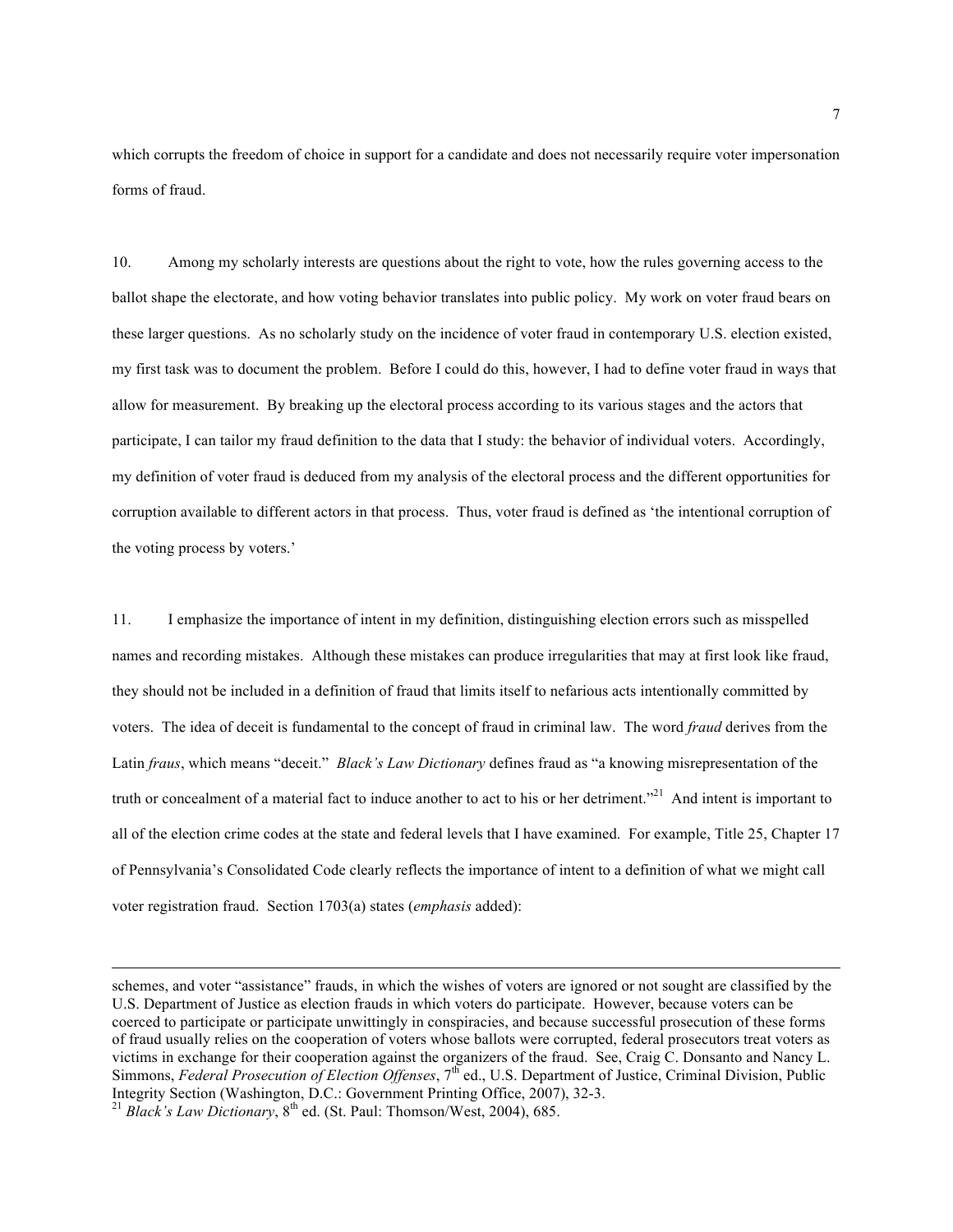which corrupts the freedom of choice in support for a candidate and does not necessarily require voter impersonation forms of fraud.

10. Among my scholarly interests are questions about the right to vote, how the rules governing access to the ballot shape the electorate, and how voting behavior translates into public policy. My work on voter fraud bears on these larger questions. As no scholarly study on the incidence of voter fraud in contemporary U.S. election existed, my first task was to document the problem. Before I could do this, however, I had to define voter fraud in ways that allow for measurement. By breaking up the electoral process according to its various stages and the actors that participate, I can tailor my fraud definition to the data that I study: the behavior of individual voters. Accordingly, my definition of voter fraud is deduced from my analysis of the electoral process and the different opportunities for corruption available to different actors in that process. Thus, voter fraud is defined as 'the intentional corruption of the voting process by voters.'

11. I emphasize the importance of intent in my definition, distinguishing election errors such as misspelled names and recording mistakes. Although these mistakes can produce irregularities that may at first look like fraud, they should not be included in a definition of fraud that limits itself to nefarious acts intentionally committed by voters. The idea of deceit is fundamental to the concept of fraud in criminal law. The word *fraud* derives from the Latin *fraus*, which means "deceit." *Black's Law Dictionary* defines fraud as "a knowing misrepresentation of the truth or concealment of a material fact to induce another to act to his or her detriment."[21] And intent is important to all of the election crime codes at the state and federal levels that I have examined. For example, Title 25, Chapter 17 of Pennsylvania's Consolidated Code clearly reflects the importance of intent to a definition of what we might call voter registration fraud. Section 1703(a) states (*emphasis* added):

---

schemes, and voter "assistance" frauds, in which the wishes of voters are ignored or not sought are classified by the U.S. Department of Justice as election frauds in which voters do participate. However, because voters can be coerced to participate or participate unwittingly in conspiracies, and because successful prosecution of these forms of fraud usually relies on the cooperation of voters whose ballots were corrupted, federal prosecutors treat voters as victims in exchange for their cooperation against the organizers of the fraud. See, Craig C. Donsanto and Nancy L. Simmons, *Federal Prosecution of Election Offenses*, 7th ed., U.S. Department of Justice, Criminal Division, Public Integrity Section (Washington, D.C.: Government Printing Office, 2007), 32-3.

[21] *Black's Law Dictionary*, 8th ed. (St. Paul: Thomson/West, 2004), 685.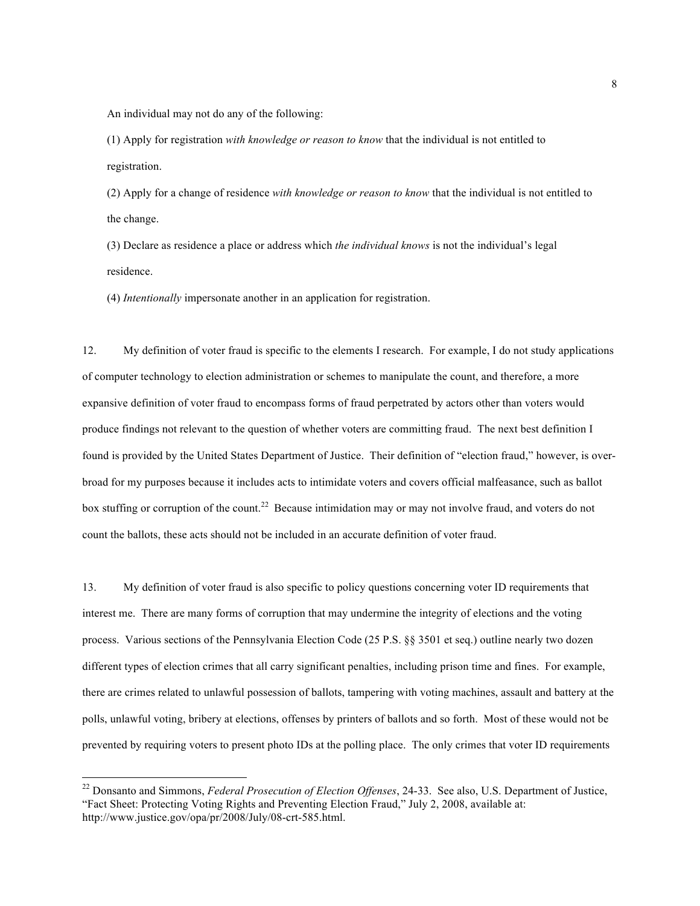An individual may not do any of the following:

(1) Apply for registration *with knowledge or reason to know* that the individual is not entitled to registration.

(2) Apply for a change of residence *with knowledge or reason to know* that the individual is not entitled to the change.

(3) Declare as residence a place or address which *the individual knows* is not the individual's legal residence.

(4) *Intentionally* impersonate another in an application for registration.

12. My definition of voter fraud is specific to the elements I research. For example, I do not study applications of computer technology to election administration or schemes to manipulate the count, and therefore, a more expansive definition of voter fraud to encompass forms of fraud perpetrated by actors other than voters would produce findings not relevant to the question of whether voters are committing fraud. The next best definition I found is provided by the United States Department of Justice. Their definition of "election fraud," however, is over-broad for my purposes because it includes acts to intimidate voters and covers official malfeasance, such as ballot box stuffing or corruption of the count.[22] Because intimidation may or may not involve fraud, and voters do not count the ballots, these acts should not be included in an accurate definition of voter fraud.

13. My definition of voter fraud is also specific to policy questions concerning voter ID requirements that interest me. There are many forms of corruption that may undermine the integrity of elections and the voting process. Various sections of the Pennsylvania Election Code (25 P.S. §§ 3501 et seq.) outline nearly two dozen different types of election crimes that all carry significant penalties, including prison time and fines. For example, there are crimes related to unlawful possession of ballots, tampering with voting machines, assault and battery at the polls, unlawful voting, bribery at elections, offenses by printers of ballots and so forth. Most of these would not be prevented by requiring voters to present photo IDs at the polling place. The only crimes that voter ID requirements

[22] Donsanto and Simmons, *Federal Prosecution of Election Offenses*, 24-33. See also, U.S. Department of Justice, "Fact Sheet: Protecting Voting Rights and Preventing Election Fraud," July 2, 2008, available at: http://www.justice.gov/opa/pr/2008/July/08-crt-585.html.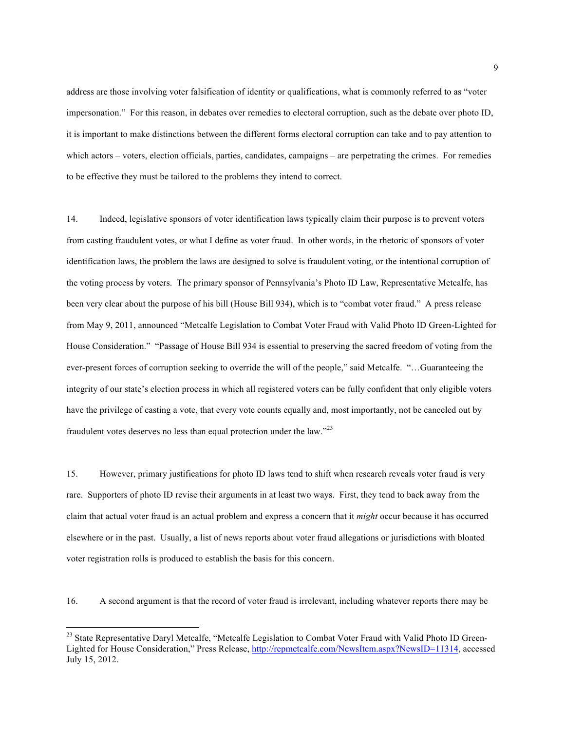address are those involving voter falsification of identity or qualifications, what is commonly referred to as "voter impersonation." For this reason, in debates over remedies to electoral corruption, such as the debate over photo ID, it is important to make distinctions between the different forms electoral corruption can take and to pay attention to which actors – voters, election officials, parties, candidates, campaigns – are perpetrating the crimes. For remedies to be effective they must be tailored to the problems they intend to correct.

14. Indeed, legislative sponsors of voter identification laws typically claim their purpose is to prevent voters from casting fraudulent votes, or what I define as voter fraud. In other words, in the rhetoric of sponsors of voter identification laws, the problem the laws are designed to solve is fraudulent voting, or the intentional corruption of the voting process by voters. The primary sponsor of Pennsylvania's Photo ID Law, Representative Metcalfe, has been very clear about the purpose of his bill (House Bill 934), which is to "combat voter fraud." A press release from May 9, 2011, announced "Metcalfe Legislation to Combat Voter Fraud with Valid Photo ID Green-Lighted for House Consideration." "Passage of House Bill 934 is essential to preserving the sacred freedom of voting from the ever-present forces of corruption seeking to override the will of the people," said Metcalfe. "…Guaranteeing the integrity of our state's election process in which all registered voters can be fully confident that only eligible voters have the privilege of casting a vote, that every vote counts equally and, most importantly, not be canceled out by fraudulent votes deserves no less than equal protection under the law."[23]

15. However, primary justifications for photo ID laws tend to shift when research reveals voter fraud is very rare. Supporters of photo ID revise their arguments in at least two ways. First, they tend to back away from the claim that actual voter fraud is an actual problem and express a concern that it *might* occur because it has occurred elsewhere or in the past. Usually, a list of news reports about voter fraud allegations or jurisdictions with bloated voter registration rolls is produced to establish the basis for this concern.

16. A second argument is that the record of voter fraud is irrelevant, including whatever reports there may be

[23] State Representative Daryl Metcalfe, "Metcalfe Legislation to Combat Voter Fraud with Valid Photo ID Green-Lighted for House Consideration," Press Release, http://repmetcalfe.com/NewsItem.aspx?NewsID=11314, accessed July 15, 2012.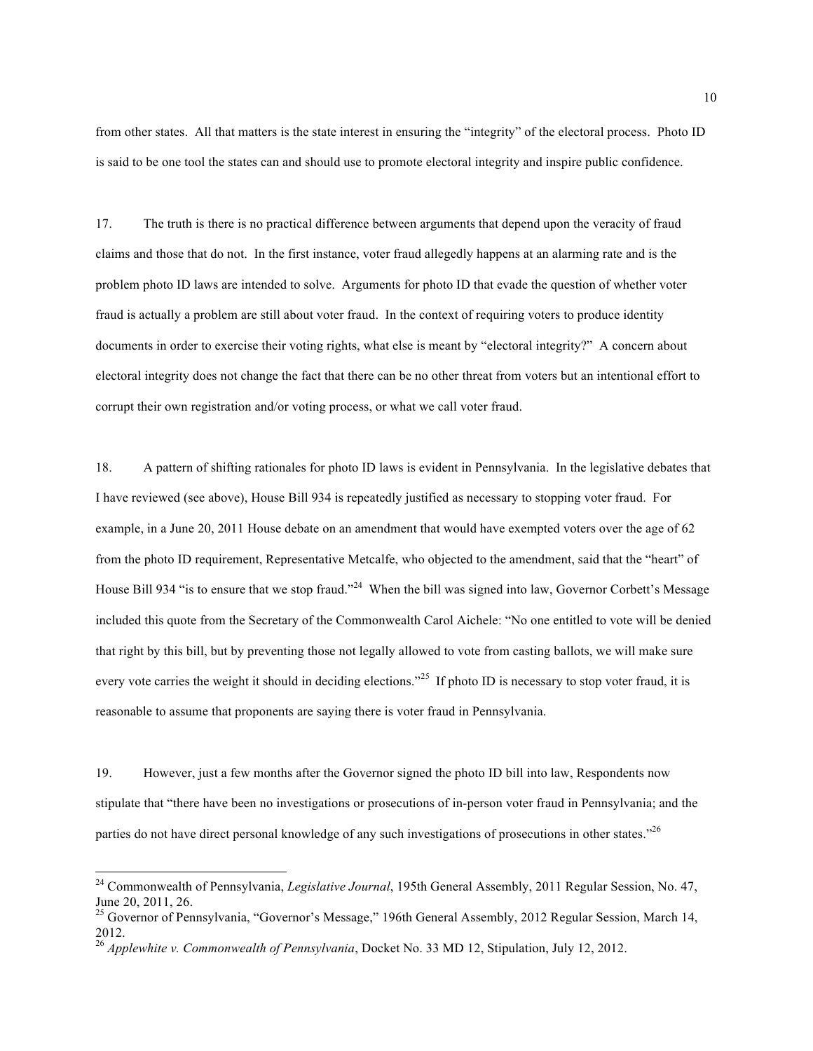from other states. All that matters is the state interest in ensuring the "integrity" of the electoral process. Photo ID is said to be one tool the states can and should use to promote electoral integrity and inspire public confidence.

17. The truth is there is no practical difference between arguments that depend upon the veracity of fraud claims and those that do not. In the first instance, voter fraud allegedly happens at an alarming rate and is the problem photo ID laws are intended to solve. Arguments for photo ID that evade the question of whether voter fraud is actually a problem are still about voter fraud. In the context of requiring voters to produce identity documents in order to exercise their voting rights, what else is meant by "electoral integrity?" A concern about electoral integrity does not change the fact that there can be no other threat from voters but an intentional effort to corrupt their own registration and/or voting process, or what we call voter fraud.

18. A pattern of shifting rationales for photo ID laws is evident in Pennsylvania. In the legislative debates that I have reviewed (see above), House Bill 934 is repeatedly justified as necessary to stopping voter fraud. For example, in a June 20, 2011 House debate on an amendment that would have exempted voters over the age of 62 from the photo ID requirement, Representative Metcalfe, who objected to the amendment, said that the "heart" of House Bill 934 "is to ensure that we stop fraud."[24] When the bill was signed into law, Governor Corbett's Message included this quote from the Secretary of the Commonwealth Carol Aichele: "No one entitled to vote will be denied that right by this bill, but by preventing those not legally allowed to vote from casting ballots, we will make sure every vote carries the weight it should in deciding elections."[25] If photo ID is necessary to stop voter fraud, it is reasonable to assume that proponents are saying there is voter fraud in Pennsylvania.

19. However, just a few months after the Governor signed the photo ID bill into law, Respondents now stipulate that "there have been no investigations or prosecutions of in-person voter fraud in Pennsylvania; and the parties do not have direct personal knowledge of any such investigations of prosecutions in other states."[26]

---

[24] Commonwealth of Pennsylvania, *Legislative Journal*, 195th General Assembly, 2011 Regular Session, No. 47, June 20, 2011, 26.

[25] Governor of Pennsylvania, "Governor's Message," 196th General Assembly, 2012 Regular Session, March 14, 2012.

[26] *Applewhite v. Commonwealth of Pennsylvania*, Docket No. 33 MD 12, Stipulation, July 12, 2012.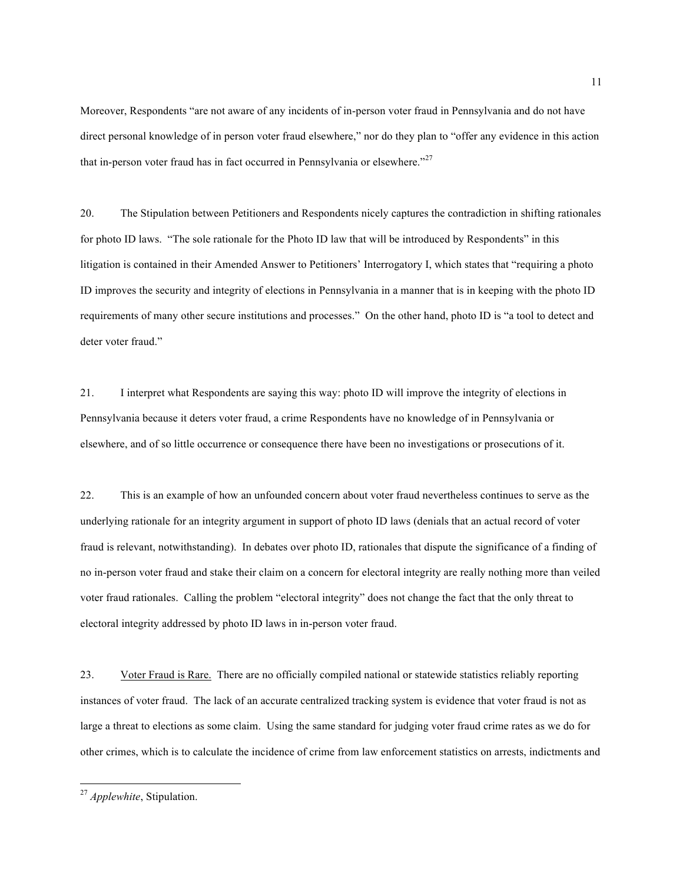Moreover, Respondents "are not aware of any incidents of in-person voter fraud in Pennsylvania and do not have direct personal knowledge of in person voter fraud elsewhere," nor do they plan to "offer any evidence in this action that in-person voter fraud has in fact occurred in Pennsylvania or elsewhere."[27]

20. The Stipulation between Petitioners and Respondents nicely captures the contradiction in shifting rationales for photo ID laws. "The sole rationale for the Photo ID law that will be introduced by Respondents" in this litigation is contained in their Amended Answer to Petitioners' Interrogatory I, which states that "requiring a photo ID improves the security and integrity of elections in Pennsylvania in a manner that is in keeping with the photo ID requirements of many other secure institutions and processes." On the other hand, photo ID is "a tool to detect and deter voter fraud."

21. I interpret what Respondents are saying this way: photo ID will improve the integrity of elections in Pennsylvania because it deters voter fraud, a crime Respondents have no knowledge of in Pennsylvania or elsewhere, and of so little occurrence or consequence there have been no investigations or prosecutions of it.

22. This is an example of how an unfounded concern about voter fraud nevertheless continues to serve as the underlying rationale for an integrity argument in support of photo ID laws (denials that an actual record of voter fraud is relevant, notwithstanding). In debates over photo ID, rationales that dispute the significance of a finding of no in-person voter fraud and stake their claim on a concern for electoral integrity are really nothing more than veiled voter fraud rationales. Calling the problem "electoral integrity" does not change the fact that the only threat to electoral integrity addressed by photo ID laws in in-person voter fraud.

23. Voter Fraud is Rare. There are no officially compiled national or statewide statistics reliably reporting instances of voter fraud. The lack of an accurate centralized tracking system is evidence that voter fraud is not as large a threat to elections as some claim. Using the same standard for judging voter fraud crime rates as we do for other crimes, which is to calculate the incidence of crime from law enforcement statistics on arrests, indictments and

[27] *Applewhite*, Stipulation.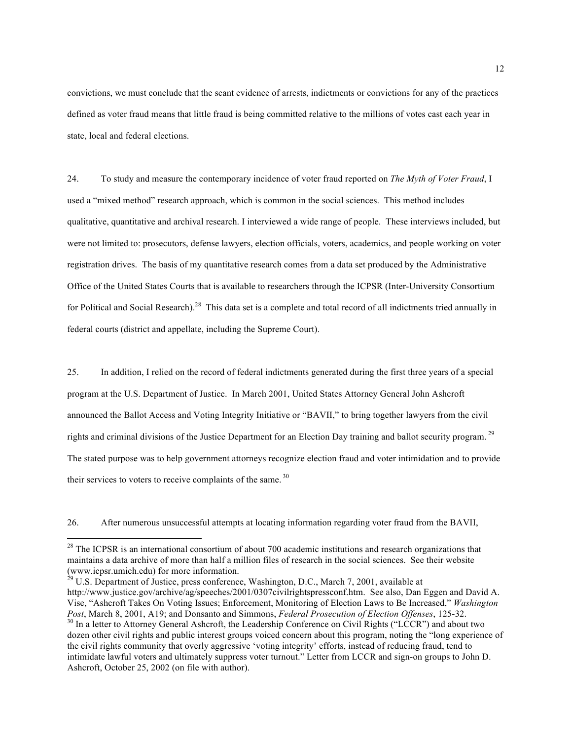convictions, we must conclude that the scant evidence of arrests, indictments or convictions for any of the practices defined as voter fraud means that little fraud is being committed relative to the millions of votes cast each year in state, local and federal elections.

24. To study and measure the contemporary incidence of voter fraud reported on *The Myth of Voter Fraud*, I used a "mixed method" research approach, which is common in the social sciences. This method includes qualitative, quantitative and archival research. I interviewed a wide range of people. These interviews included, but were not limited to: prosecutors, defense lawyers, election officials, voters, academics, and people working on voter registration drives. The basis of my quantitative research comes from a data set produced by the Administrative Office of the United States Courts that is available to researchers through the ICPSR (Inter-University Consortium for Political and Social Research).[28] This data set is a complete and total record of all indictments tried annually in federal courts (district and appellate, including the Supreme Court).

25. In addition, I relied on the record of federal indictments generated during the first three years of a special program at the U.S. Department of Justice. In March 2001, United States Attorney General John Ashcroft announced the Ballot Access and Voting Integrity Initiative or "BAVII," to bring together lawyers from the civil rights and criminal divisions of the Justice Department for an Election Day training and ballot security program.[29] The stated purpose was to help government attorneys recognize election fraud and voter intimidation and to provide their services to voters to receive complaints of the same.[30]

26. After numerous unsuccessful attempts at locating information regarding voter fraud from the BAVII,

---

[28] The ICPSR is an international consortium of about 700 academic institutions and research organizations that maintains a data archive of more than half a million files of research in the social sciences. See their website (www.icpsr.umich.edu) for more information.

[29] U.S. Department of Justice, press conference, Washington, D.C., March 7, 2001, available at http://www.justice.gov/archive/ag/speeches/2001/0307civilrightspressconf.htm. See also, Dan Eggen and David A. Vise, "Ashcroft Takes On Voting Issues; Enforcement, Monitoring of Election Laws to Be Increased," *Washington Post*, March 8, 2001, A19; and Donsanto and Simmons, *Federal Prosecution of Election Offenses*, 125-32.

[30] In a letter to Attorney General Ashcroft, the Leadership Conference on Civil Rights ("LCCR") and about two dozen other civil rights and public interest groups voiced concern about this program, noting the "long experience of the civil rights community that overly aggressive 'voting integrity' efforts, instead of reducing fraud, tend to intimidate lawful voters and ultimately suppress voter turnout." Letter from LCCR and sign-on groups to John D. Ashcroft, October 25, 2002 (on file with author).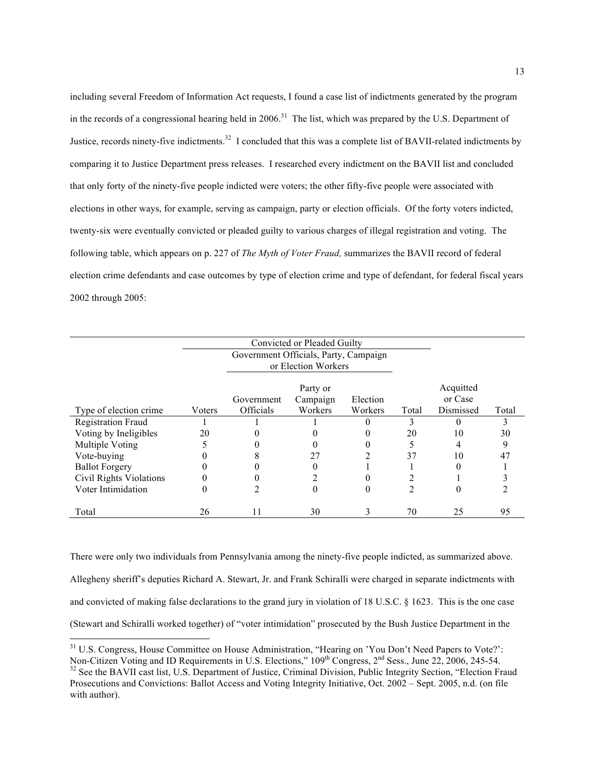including several Freedom of Information Act requests, I found a case list of indictments generated by the program in the records of a congressional hearing held in 2006.[31] The list, which was prepared by the U.S. Department of Justice, records ninety-five indictments.[32] I concluded that this was a complete list of BAVII-related indictments by comparing it to Justice Department press releases. I researched every indictment on the BAVII list and concluded that only forty of the ninety-five people indicted were voters; the other fifty-five people were associated with elections in other ways, for example, serving as campaign, party or election officials. Of the forty voters indicted, twenty-six were eventually convicted or pleaded guilty to various charges of illegal registration and voting. The following table, which appears on p. 227 of *The Myth of Voter Fraud,* summarizes the BAVII record of federal election crime defendants and case outcomes by type of election crime and type of defendant, for federal fiscal years 2002 through 2005:

| | Convicted or Pleaded Guilty | | | | | | |
|---|---|---|---|---|---|---|---|
| | | Government Officials, Party, Campaign or Election Workers | | | | | |
| Type of election crime | Voters | Government Officials | Party or Campaign Workers | Election Workers | Total | Acquitted or Case Dismissed | Total |
| Registration Fraud | 1 | 1 | 1 | 0 | 3 | 0 | 3 |
| Voting by Ineligibles | 20 | 0 | 0 | 0 | 20 | 10 | 30 |
| Multiple Voting | 5 | 0 | 0 | 0 | 5 | 4 | 9 |
| Vote-buying | 0 | 8 | 27 | 2 | 37 | 10 | 47 |
| Ballot Forgery | 0 | 0 | 0 | 1 | 1 | 0 | 1 |
| Civil Rights Violations | 0 | 0 | 2 | 0 | 2 | 1 | 3 |
| Voter Intimidation | 0 | 2 | 0 | 0 | 2 | 0 | 2 |
| Total | 26 | 11 | 30 | 3 | 70 | 25 | 95 |

There were only two individuals from Pennsylvania among the ninety-five people indicted, as summarized above. Allegheny sheriff's deputies Richard A. Stewart, Jr. and Frank Schiralli were charged in separate indictments with and convicted of making false declarations to the grand jury in violation of 18 U.S.C. § 1623. This is the one case (Stewart and Schiralli worked together) of "voter intimidation" prosecuted by the Bush Justice Department in the

[31] U.S. Congress, House Committee on House Administration, "Hearing on 'You Don't Need Papers to Vote?': Non-Citizen Voting and ID Requirements in U.S. Elections," 109th Congress, 2nd Sess., June 22, 2006, 245-54.

[32] See the BAVII cast list, U.S. Department of Justice, Criminal Division, Public Integrity Section, "Election Fraud Prosecutions and Convictions: Ballot Access and Voting Integrity Initiative, Oct. 2002 – Sept. 2005, n.d. (on file with author).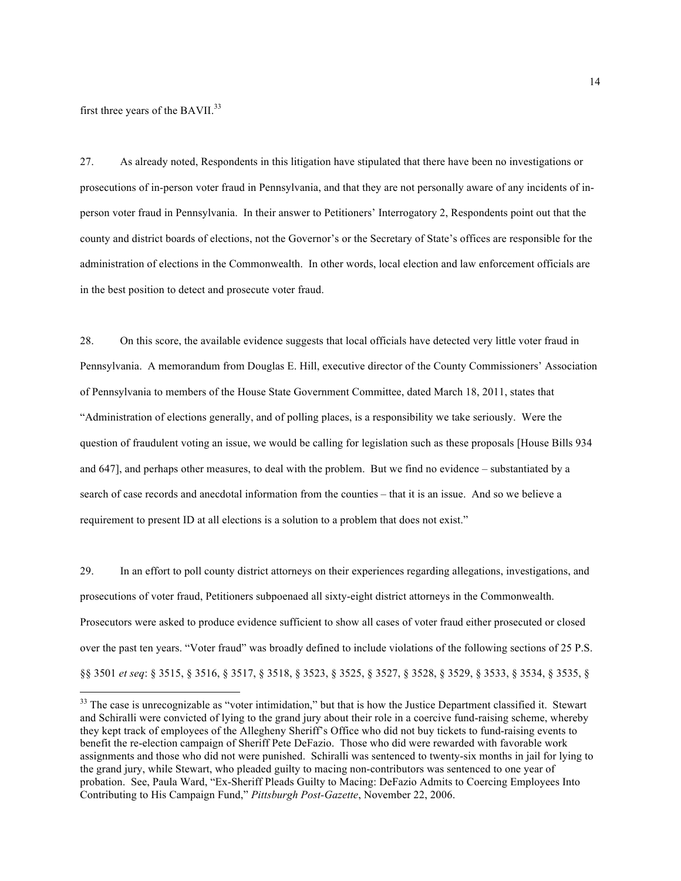first three years of the BAVII.[33]

27. As already noted, Respondents in this litigation have stipulated that there have been no investigations or prosecutions of in-person voter fraud in Pennsylvania, and that they are not personally aware of any incidents of in-person voter fraud in Pennsylvania. In their answer to Petitioners' Interrogatory 2, Respondents point out that the county and district boards of elections, not the Governor's or the Secretary of State's offices are responsible for the administration of elections in the Commonwealth. In other words, local election and law enforcement officials are in the best position to detect and prosecute voter fraud.

28. On this score, the available evidence suggests that local officials have detected very little voter fraud in Pennsylvania. A memorandum from Douglas E. Hill, executive director of the County Commissioners' Association of Pennsylvania to members of the House State Government Committee, dated March 18, 2011, states that "Administration of elections generally, and of polling places, is a responsibility we take seriously. Were the question of fraudulent voting an issue, we would be calling for legislation such as these proposals [House Bills 934 and 647], and perhaps other measures, to deal with the problem. But we find no evidence – substantiated by a search of case records and anecdotal information from the counties – that it is an issue. And so we believe a requirement to present ID at all elections is a solution to a problem that does not exist."

29. In an effort to poll county district attorneys on their experiences regarding allegations, investigations, and prosecutions of voter fraud, Petitioners subpoenaed all sixty-eight district attorneys in the Commonwealth. Prosecutors were asked to produce evidence sufficient to show all cases of voter fraud either prosecuted or closed over the past ten years. "Voter fraud" was broadly defined to include violations of the following sections of 25 P.S. §§ 3501 *et seq*: § 3515, § 3516, § 3517, § 3518, § 3523, § 3525, § 3527, § 3528, § 3529, § 3533, § 3534, § 3535, §

[33] The case is unrecognizable as "voter intimidation," but that is how the Justice Department classified it. Stewart and Schiralli were convicted of lying to the grand jury about their role in a coercive fund-raising scheme, whereby they kept track of employees of the Allegheny Sheriff's Office who did not buy tickets to fund-raising events to benefit the re-election campaign of Sheriff Pete DeFazio. Those who did were rewarded with favorable work assignments and those who did not were punished. Schiralli was sentenced to twenty-six months in jail for lying to the grand jury, while Stewart, who pleaded guilty to macing non-contributors was sentenced to one year of probation. See, Paula Ward, "Ex-Sheriff Pleads Guilty to Macing: DeFazio Admits to Coercing Employees Into Contributing to His Campaign Fund," *Pittsburgh Post-Gazette*, November 22, 2006.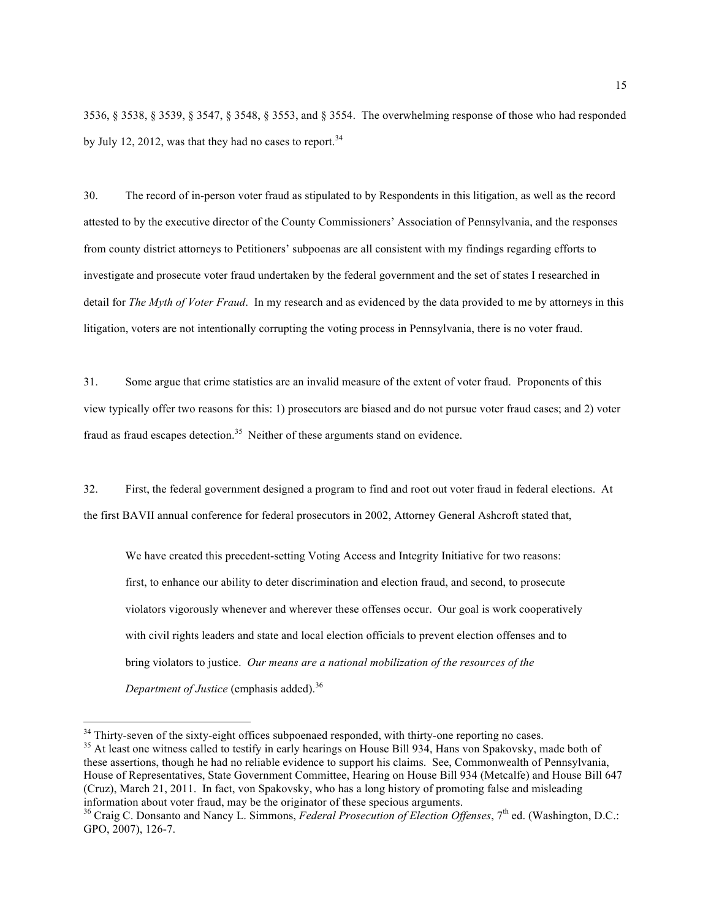3536, § 3538, § 3539, § 3547, § 3548, § 3553, and § 3554. The overwhelming response of those who had responded by July 12, 2012, was that they had no cases to report.[34]

30. The record of in-person voter fraud as stipulated to by Respondents in this litigation, as well as the record attested to by the executive director of the County Commissioners' Association of Pennsylvania, and the responses from county district attorneys to Petitioners' subpoenas are all consistent with my findings regarding efforts to investigate and prosecute voter fraud undertaken by the federal government and the set of states I researched in detail for *The Myth of Voter Fraud*. In my research and as evidenced by the data provided to me by attorneys in this litigation, voters are not intentionally corrupting the voting process in Pennsylvania, there is no voter fraud.

31. Some argue that crime statistics are an invalid measure of the extent of voter fraud. Proponents of this view typically offer two reasons for this: 1) prosecutors are biased and do not pursue voter fraud cases; and 2) voter fraud as fraud escapes detection.[35] Neither of these arguments stand on evidence.

32. First, the federal government designed a program to find and root out voter fraud in federal elections. At the first BAVII annual conference for federal prosecutors in 2002, Attorney General Ashcroft stated that,

> We have created this precedent-setting Voting Access and Integrity Initiative for two reasons: first, to enhance our ability to deter discrimination and election fraud, and second, to prosecute violators vigorously whenever and wherever these offenses occur. Our goal is work cooperatively with civil rights leaders and state and local election officials to prevent election offenses and to bring violators to justice. *Our means are a national mobilization of the resources of the Department of Justice* (emphasis added).[36]

---

[34] Thirty-seven of the sixty-eight offices subpoenaed responded, with thirty-one reporting no cases.

[35] At least one witness called to testify in early hearings on House Bill 934, Hans von Spakovsky, made both of these assertions, though he had no reliable evidence to support his claims. See, Commonwealth of Pennsylvania, House of Representatives, State Government Committee, Hearing on House Bill 934 (Metcalfe) and House Bill 647 (Cruz), March 21, 2011. In fact, von Spakovsky, who has a long history of promoting false and misleading information about voter fraud, may be the originator of these specious arguments.

[36] Craig C. Donsanto and Nancy L. Simmons, *Federal Prosecution of Election Offenses*, 7th ed. (Washington, D.C.: GPO, 2007), 126-7.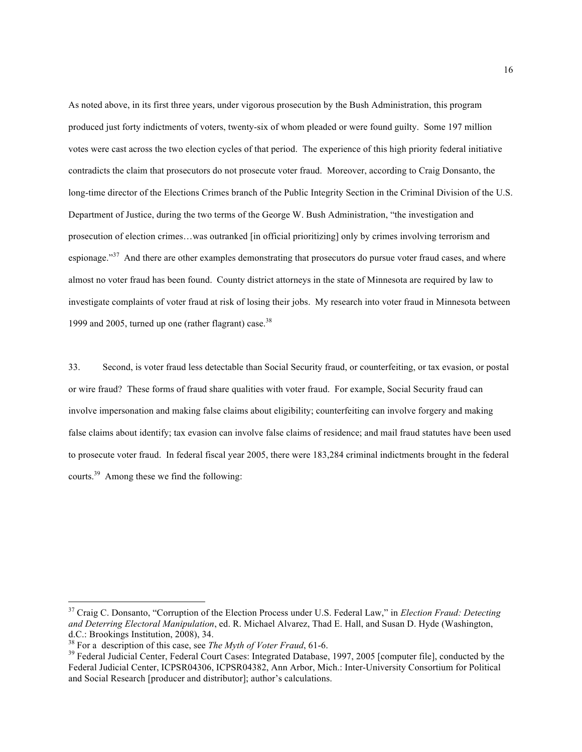As noted above, in its first three years, under vigorous prosecution by the Bush Administration, this program produced just forty indictments of voters, twenty-six of whom pleaded or were found guilty. Some 197 million votes were cast across the two election cycles of that period. The experience of this high priority federal initiative contradicts the claim that prosecutors do not prosecute voter fraud. Moreover, according to Craig Donsanto, the long-time director of the Elections Crimes branch of the Public Integrity Section in the Criminal Division of the U.S. Department of Justice, during the two terms of the George W. Bush Administration, "the investigation and prosecution of election crimes…was outranked [in official prioritizing] only by crimes involving terrorism and espionage."[37] And there are other examples demonstrating that prosecutors do pursue voter fraud cases, and where almost no voter fraud has been found. County district attorneys in the state of Minnesota are required by law to investigate complaints of voter fraud at risk of losing their jobs. My research into voter fraud in Minnesota between 1999 and 2005, turned up one (rather flagrant) case.[38]

33. Second, is voter fraud less detectable than Social Security fraud, or counterfeiting, or tax evasion, or postal or wire fraud? These forms of fraud share qualities with voter fraud. For example, Social Security fraud can involve impersonation and making false claims about eligibility; counterfeiting can involve forgery and making false claims about identify; tax evasion can involve false claims of residence; and mail fraud statutes have been used to prosecute voter fraud. In federal fiscal year 2005, there were 183,284 criminal indictments brought in the federal courts.[39] Among these we find the following:

---

[37] Craig C. Donsanto, "Corruption of the Election Process under U.S. Federal Law," in *Election Fraud: Detecting and Deterring Electoral Manipulation*, ed. R. Michael Alvarez, Thad E. Hall, and Susan D. Hyde (Washington, d.C.: Brookings Institution, 2008), 34.

[38] For a description of this case, see *The Myth of Voter Fraud*, 61-6.

[39] Federal Judicial Center, Federal Court Cases: Integrated Database, 1997, 2005 [computer file], conducted by the Federal Judicial Center, ICPSR04306, ICPSR04382, Ann Arbor, Mich.: Inter-University Consortium for Political and Social Research [producer and distributor]; author's calculations.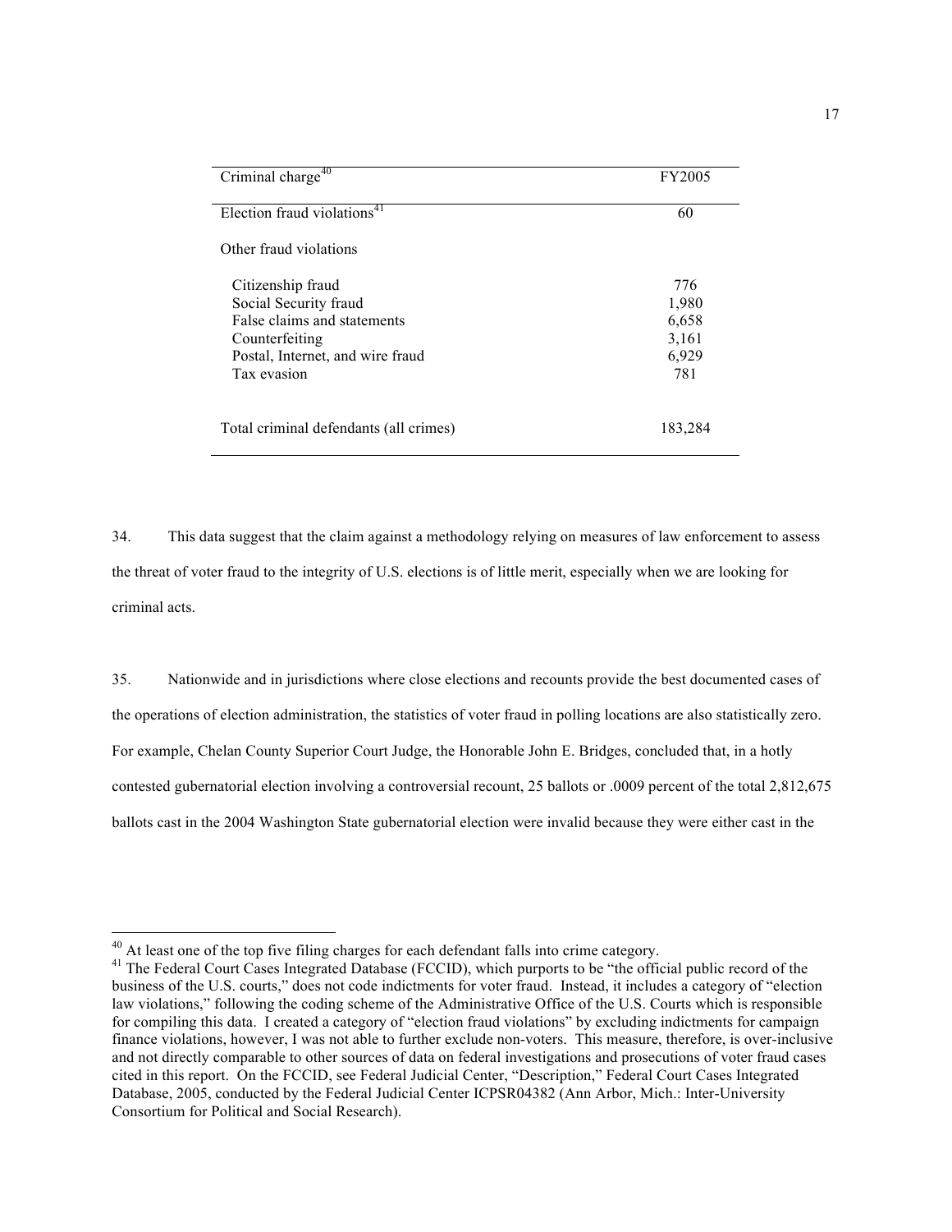| Criminal charge[40] | FY2005 |
|---|---|
| Election fraud violations[41] | 60 |
| Other fraud violations | |
| Citizenship fraud | 776 |
| Social Security fraud | 1,980 |
| False claims and statements | 6,658 |
| Counterfeiting | 3,161 |
| Postal, Internet, and wire fraud | 6,929 |
| Tax evasion | 781 |
| Total criminal defendants (all crimes) | 183,284 |

34. This data suggest that the claim against a methodology relying on measures of law enforcement to assess the threat of voter fraud to the integrity of U.S. elections is of little merit, especially when we are looking for criminal acts.

35. Nationwide and in jurisdictions where close elections and recounts provide the best documented cases of the operations of election administration, the statistics of voter fraud in polling locations are also statistically zero. For example, Chelan County Superior Court Judge, the Honorable John E. Bridges, concluded that, in a hotly contested gubernatorial election involving a controversial recount, 25 ballots or .0009 percent of the total 2,812,675 ballots cast in the 2004 Washington State gubernatorial election were invalid because they were either cast in the

---

[40] At least one of the top five filing charges for each defendant falls into crime category.

[41] The Federal Court Cases Integrated Database (FCCID), which purports to be "the official public record of the business of the U.S. courts," does not code indictments for voter fraud. Instead, it includes a category of "election law violations," following the coding scheme of the Administrative Office of the U.S. Courts which is responsible for compiling this data. I created a category of "election fraud violations" by excluding indictments for campaign finance violations, however, I was not able to further exclude non-voters. This measure, therefore, is over-inclusive and not directly comparable to other sources of data on federal investigations and prosecutions of voter fraud cases cited in this report. On the FCCID, see Federal Judicial Center, "Description," Federal Court Cases Integrated Database, 2005, conducted by the Federal Judicial Center ICPSR04382 (Ann Arbor, Mich.: Inter-University Consortium for Political and Social Research).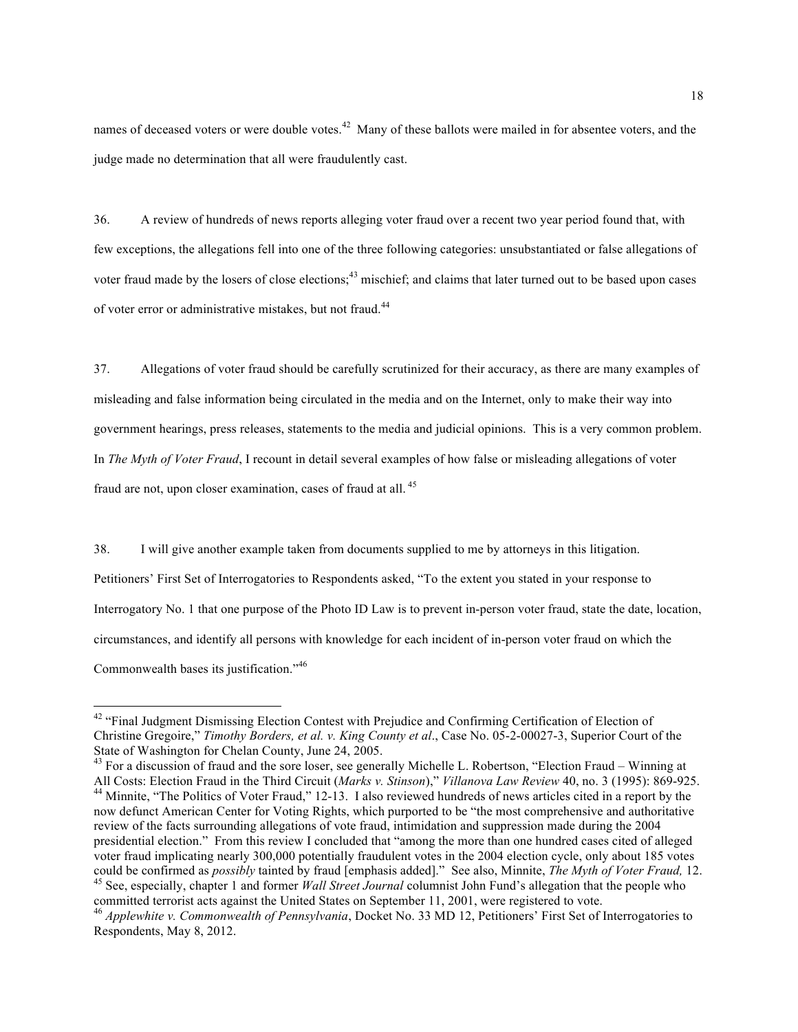names of deceased voters or were double votes.[42] Many of these ballots were mailed in for absentee voters, and the judge made no determination that all were fraudulently cast.

36. A review of hundreds of news reports alleging voter fraud over a recent two year period found that, with few exceptions, the allegations fell into one of the three following categories: unsubstantiated or false allegations of voter fraud made by the losers of close elections;[43] mischief; and claims that later turned out to be based upon cases of voter error or administrative mistakes, but not fraud.[44]

37. Allegations of voter fraud should be carefully scrutinized for their accuracy, as there are many examples of misleading and false information being circulated in the media and on the Internet, only to make their way into government hearings, press releases, statements to the media and judicial opinions. This is a very common problem. In *The Myth of Voter Fraud*, I recount in detail several examples of how false or misleading allegations of voter fraud are not, upon closer examination, cases of fraud at all.[45]

38. I will give another example taken from documents supplied to me by attorneys in this litigation. Petitioners' First Set of Interrogatories to Respondents asked, "To the extent you stated in your response to Interrogatory No. 1 that one purpose of the Photo ID Law is to prevent in-person voter fraud, state the date, location, circumstances, and identify all persons with knowledge for each incident of in-person voter fraud on which the Commonwealth bases its justification."[46]

---

[42] "Final Judgment Dismissing Election Contest with Prejudice and Confirming Certification of Election of Christine Gregoire," *Timothy Borders, et al. v. King County et al*., Case No. 05-2-00027-3, Superior Court of the State of Washington for Chelan County, June 24, 2005.

[43] For a discussion of fraud and the sore loser, see generally Michelle L. Robertson, "Election Fraud – Winning at All Costs: Election Fraud in the Third Circuit (*Marks v. Stinson*)," *Villanova Law Review* 40, no. 3 (1995): 869-925.

[44] Minnite, "The Politics of Voter Fraud," 12-13. I also reviewed hundreds of news articles cited in a report by the now defunct American Center for Voting Rights, which purported to be "the most comprehensive and authoritative review of the facts surrounding allegations of vote fraud, intimidation and suppression made during the 2004 presidential election." From this review I concluded that "among the more than one hundred cases cited of alleged voter fraud implicating nearly 300,000 potentially fraudulent votes in the 2004 election cycle, only about 185 votes could be confirmed as *possibly* tainted by fraud [emphasis added]." See also, Minnite, *The Myth of Voter Fraud,* 12.

[45] See, especially, chapter 1 and former *Wall Street Journal* columnist John Fund's allegation that the people who committed terrorist acts against the United States on September 11, 2001, were registered to vote.

[46] *Applewhite v. Commonwealth of Pennsylvania*, Docket No. 33 MD 12, Petitioners' First Set of Interrogatories to Respondents, May 8, 2012.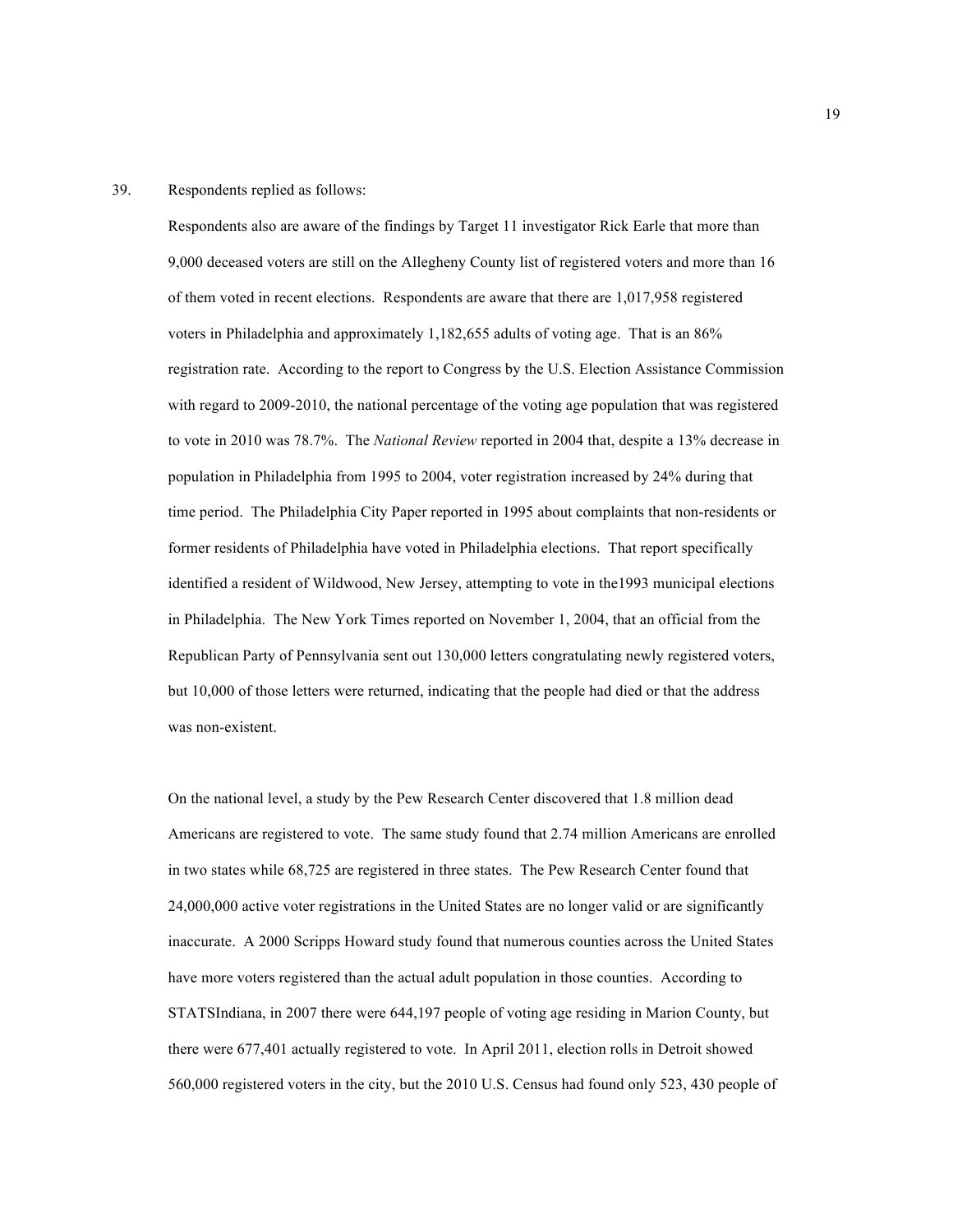39. Respondents replied as follows:

Respondents also are aware of the findings by Target 11 investigator Rick Earle that more than 9,000 deceased voters are still on the Allegheny County list of registered voters and more than 16 of them voted in recent elections. Respondents are aware that there are 1,017,958 registered voters in Philadelphia and approximately 1,182,655 adults of voting age. That is an 86% registration rate. According to the report to Congress by the U.S. Election Assistance Commission with regard to 2009-2010, the national percentage of the voting age population that was registered to vote in 2010 was 78.7%. The *National Review* reported in 2004 that, despite a 13% decrease in population in Philadelphia from 1995 to 2004, voter registration increased by 24% during that time period. The Philadelphia City Paper reported in 1995 about complaints that non-residents or former residents of Philadelphia have voted in Philadelphia elections. That report specifically identified a resident of Wildwood, New Jersey, attempting to vote in the1993 municipal elections in Philadelphia. The New York Times reported on November 1, 2004, that an official from the Republican Party of Pennsylvania sent out 130,000 letters congratulating newly registered voters, but 10,000 of those letters were returned, indicating that the people had died or that the address was non-existent.

On the national level, a study by the Pew Research Center discovered that 1.8 million dead Americans are registered to vote. The same study found that 2.74 million Americans are enrolled in two states while 68,725 are registered in three states. The Pew Research Center found that 24,000,000 active voter registrations in the United States are no longer valid or are significantly inaccurate. A 2000 Scripps Howard study found that numerous counties across the United States have more voters registered than the actual adult population in those counties. According to STATSIndiana, in 2007 there were 644,197 people of voting age residing in Marion County, but there were 677,401 actually registered to vote. In April 2011, election rolls in Detroit showed 560,000 registered voters in the city, but the 2010 U.S. Census had found only 523, 430 people of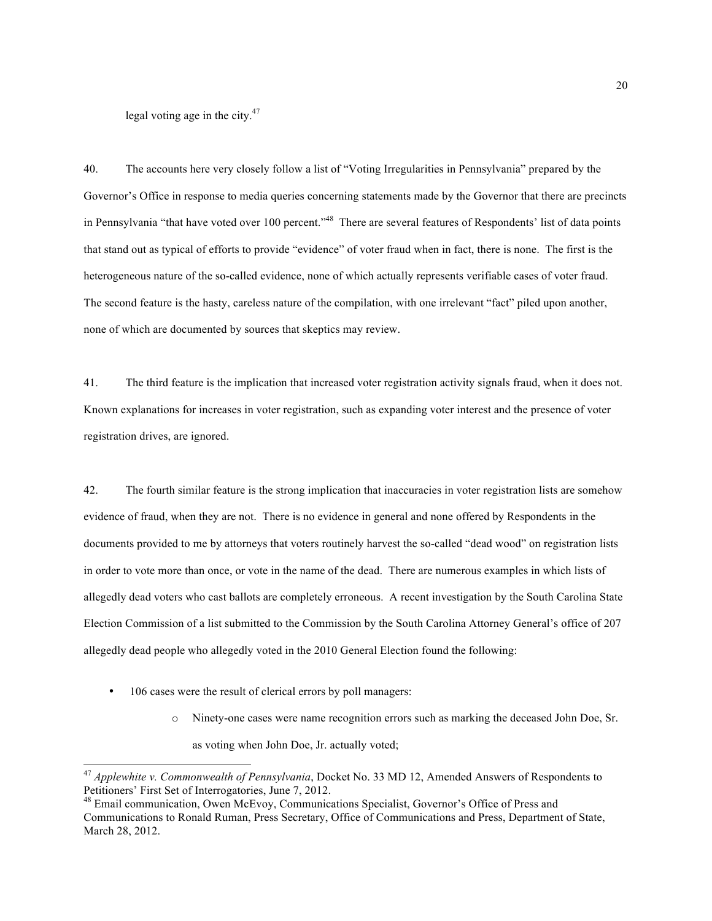legal voting age in the city.[47]

40. The accounts here very closely follow a list of "Voting Irregularities in Pennsylvania" prepared by the Governor's Office in response to media queries concerning statements made by the Governor that there are precincts in Pennsylvania "that have voted over 100 percent."[48] There are several features of Respondents' list of data points that stand out as typical of efforts to provide "evidence" of voter fraud when in fact, there is none. The first is the heterogeneous nature of the so-called evidence, none of which actually represents verifiable cases of voter fraud. The second feature is the hasty, careless nature of the compilation, with one irrelevant "fact" piled upon another, none of which are documented by sources that skeptics may review.

41. The third feature is the implication that increased voter registration activity signals fraud, when it does not. Known explanations for increases in voter registration, such as expanding voter interest and the presence of voter registration drives, are ignored.

42. The fourth similar feature is the strong implication that inaccuracies in voter registration lists are somehow evidence of fraud, when they are not. There is no evidence in general and none offered by Respondents in the documents provided to me by attorneys that voters routinely harvest the so-called "dead wood" on registration lists in order to vote more than once, or vote in the name of the dead. There are numerous examples in which lists of allegedly dead voters who cast ballots are completely erroneous. A recent investigation by the South Carolina State Election Commission of a list submitted to the Commission by the South Carolina Attorney General's office of 207 allegedly dead people who allegedly voted in the 2010 General Election found the following:

- 106 cases were the result of clerical errors by poll managers:
  - Ninety-one cases were name recognition errors such as marking the deceased John Doe, Sr. as voting when John Doe, Jr. actually voted;

---

[47] *Applewhite v. Commonwealth of Pennsylvania*, Docket No. 33 MD 12, Amended Answers of Respondents to Petitioners' First Set of Interrogatories, June 7, 2012.

[48] Email communication, Owen McEvoy, Communications Specialist, Governor's Office of Press and Communications to Ronald Ruman, Press Secretary, Office of Communications and Press, Department of State, March 28, 2012.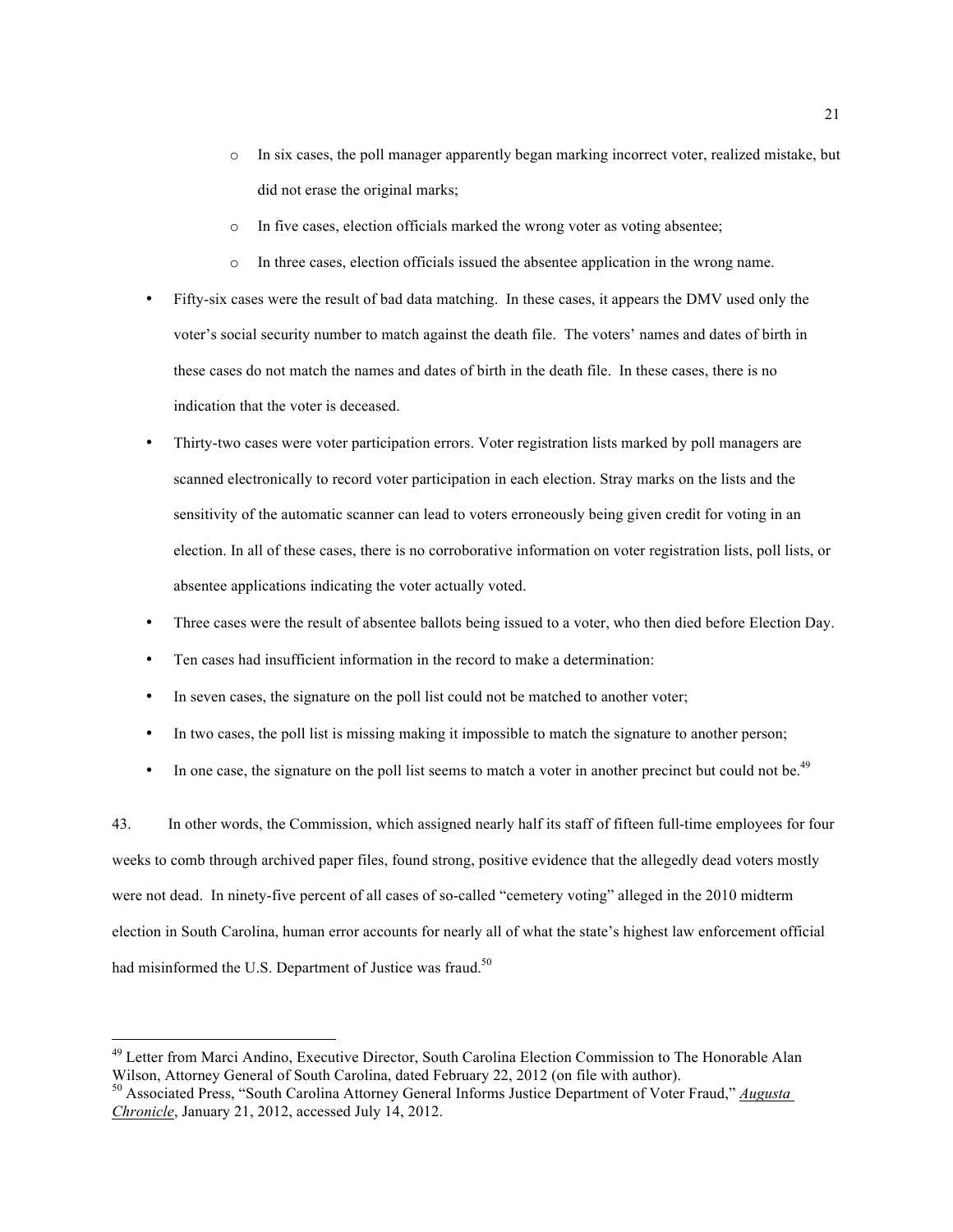- In six cases, the poll manager apparently began marking incorrect voter, realized mistake, but did not erase the original marks;
    - In five cases, election officials marked the wrong voter as voting absentee;
    - In three cases, election officials issued the absentee application in the wrong name.
- Fifty-six cases were the result of bad data matching. In these cases, it appears the DMV used only the voter's social security number to match against the death file. The voters' names and dates of birth in these cases do not match the names and dates of birth in the death file. In these cases, there is no indication that the voter is deceased.
- Thirty-two cases were voter participation errors. Voter registration lists marked by poll managers are scanned electronically to record voter participation in each election. Stray marks on the lists and the sensitivity of the automatic scanner can lead to voters erroneously being given credit for voting in an election. In all of these cases, there is no corroborative information on voter registration lists, poll lists, or absentee applications indicating the voter actually voted.
- Three cases were the result of absentee ballots being issued to a voter, who then died before Election Day.
- Ten cases had insufficient information in the record to make a determination:
- In seven cases, the signature on the poll list could not be matched to another voter;
- In two cases, the poll list is missing making it impossible to match the signature to another person;
- In one case, the signature on the poll list seems to match a voter in another precinct but could not be.[49]

43. In other words, the Commission, which assigned nearly half its staff of fifteen full-time employees for four weeks to comb through archived paper files, found strong, positive evidence that the allegedly dead voters mostly were not dead. In ninety-five percent of all cases of so-called "cemetery voting" alleged in the 2010 midterm election in South Carolina, human error accounts for nearly all of what the state's highest law enforcement official had misinformed the U.S. Department of Justice was fraud.[50]

---

[49] Letter from Marci Andino, Executive Director, South Carolina Election Commission to The Honorable Alan Wilson, Attorney General of South Carolina, dated February 22, 2012 (on file with author).

[50] Associated Press, "South Carolina Attorney General Informs Justice Department of Voter Fraud," *Augusta Chronicle*, January 21, 2012, accessed July 14, 2012.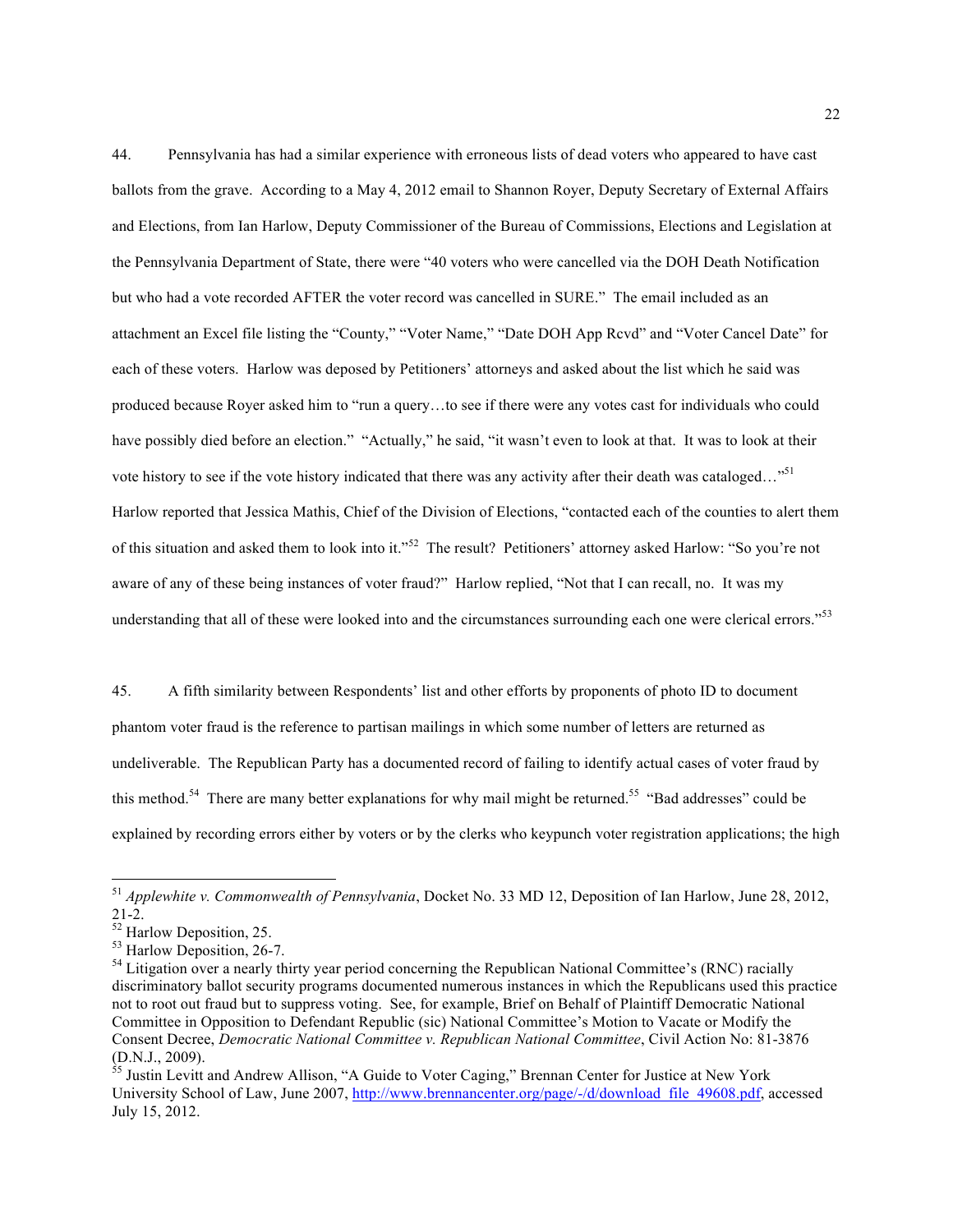44. Pennsylvania has had a similar experience with erroneous lists of dead voters who appeared to have cast ballots from the grave. According to a May 4, 2012 email to Shannon Royer, Deputy Secretary of External Affairs and Elections, from Ian Harlow, Deputy Commissioner of the Bureau of Commissions, Elections and Legislation at the Pennsylvania Department of State, there were "40 voters who were cancelled via the DOH Death Notification but who had a vote recorded AFTER the voter record was cancelled in SURE." The email included as an attachment an Excel file listing the "County," "Voter Name," "Date DOH App Rcvd" and "Voter Cancel Date" for each of these voters. Harlow was deposed by Petitioners' attorneys and asked about the list which he said was produced because Royer asked him to "run a query…to see if there were any votes cast for individuals who could have possibly died before an election." "Actually," he said, "it wasn't even to look at that. It was to look at their vote history to see if the vote history indicated that there was any activity after their death was cataloged…"[51] Harlow reported that Jessica Mathis, Chief of the Division of Elections, "contacted each of the counties to alert them of this situation and asked them to look into it."[52] The result? Petitioners' attorney asked Harlow: "So you're not aware of any of these being instances of voter fraud?" Harlow replied, "Not that I can recall, no. It was my understanding that all of these were looked into and the circumstances surrounding each one were clerical errors."[53]

45. A fifth similarity between Respondents' list and other efforts by proponents of photo ID to document phantom voter fraud is the reference to partisan mailings in which some number of letters are returned as undeliverable. The Republican Party has a documented record of failing to identify actual cases of voter fraud by this method.[54] There are many better explanations for why mail might be returned.[55] "Bad addresses" could be explained by recording errors either by voters or by the clerks who keypunch voter registration applications; the high

---

[51] *Applewhite v. Commonwealth of Pennsylvania*, Docket No. 33 MD 12, Deposition of Ian Harlow, June 28, 2012, 21-2.

[52] Harlow Deposition, 25.

[53] Harlow Deposition, 26-7.

[54] Litigation over a nearly thirty year period concerning the Republican National Committee's (RNC) racially discriminatory ballot security programs documented numerous instances in which the Republicans used this practice not to root out fraud but to suppress voting. See, for example, Brief on Behalf of Plaintiff Democratic National Committee in Opposition to Defendant Republic (sic) National Committee's Motion to Vacate or Modify the Consent Decree, *Democratic National Committee v. Republican National Committee*, Civil Action No: 81-3876 (D.N.J., 2009).

[55] Justin Levitt and Andrew Allison, "A Guide to Voter Caging," Brennan Center for Justice at New York University School of Law, June 2007, http://www.brennancenter.org/page/-/d/download_file_49608.pdf, accessed July 15, 2012.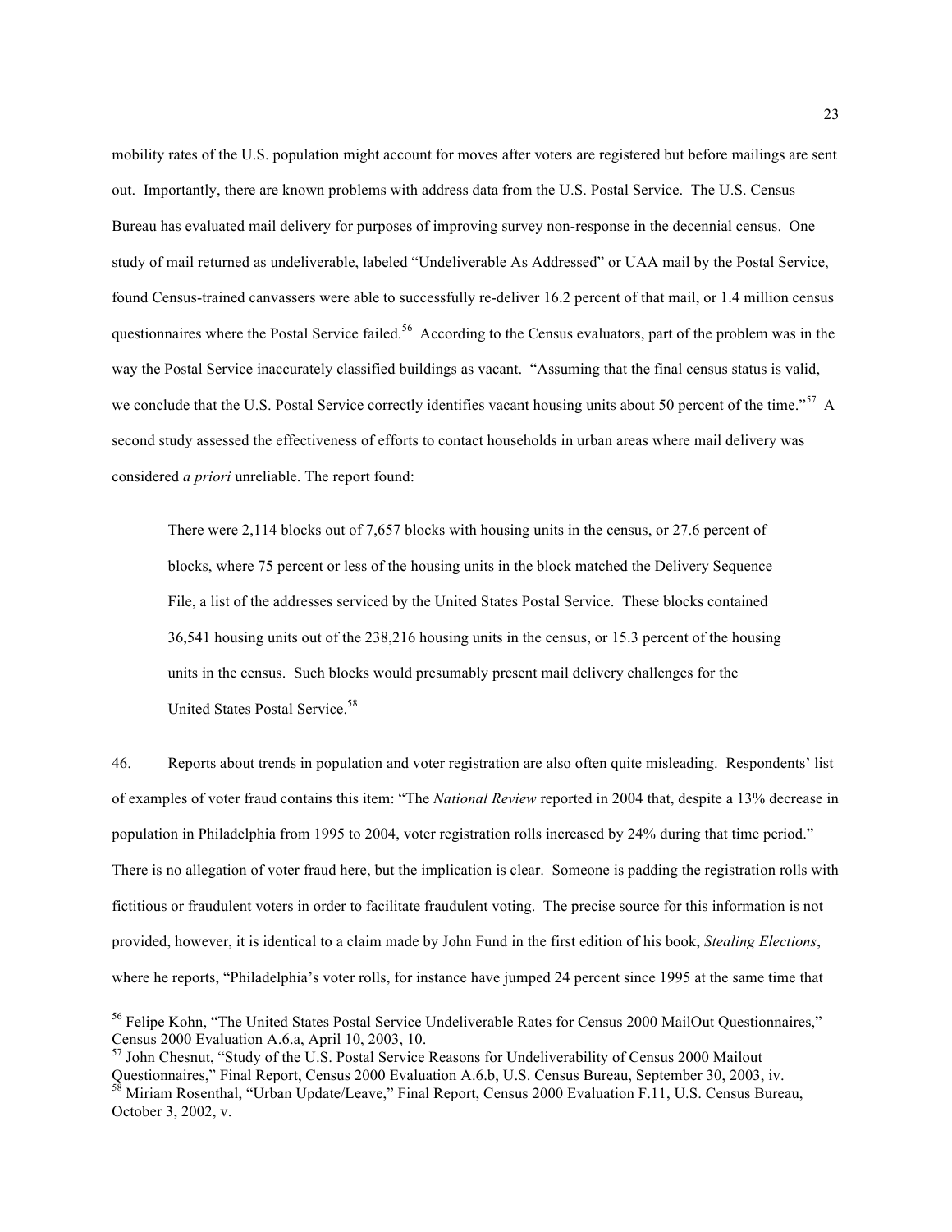mobility rates of the U.S. population might account for moves after voters are registered but before mailings are sent out. Importantly, there are known problems with address data from the U.S. Postal Service. The U.S. Census Bureau has evaluated mail delivery for purposes of improving survey non-response in the decennial census. One study of mail returned as undeliverable, labeled "Undeliverable As Addressed" or UAA mail by the Postal Service, found Census-trained canvassers were able to successfully re-deliver 16.2 percent of that mail, or 1.4 million census questionnaires where the Postal Service failed.[56] According to the Census evaluators, part of the problem was in the way the Postal Service inaccurately classified buildings as vacant. "Assuming that the final census status is valid, we conclude that the U.S. Postal Service correctly identifies vacant housing units about 50 percent of the time."[57] A second study assessed the effectiveness of efforts to contact households in urban areas where mail delivery was considered *a priori* unreliable. The report found:

> There were 2,114 blocks out of 7,657 blocks with housing units in the census, or 27.6 percent of blocks, where 75 percent or less of the housing units in the block matched the Delivery Sequence File, a list of the addresses serviced by the United States Postal Service. These blocks contained 36,541 housing units out of the 238,216 housing units in the census, or 15.3 percent of the housing units in the census. Such blocks would presumably present mail delivery challenges for the United States Postal Service.[58]

46. Reports about trends in population and voter registration are also often quite misleading. Respondents' list of examples of voter fraud contains this item: "The *National Review* reported in 2004 that, despite a 13% decrease in population in Philadelphia from 1995 to 2004, voter registration rolls increased by 24% during that time period." There is no allegation of voter fraud here, but the implication is clear. Someone is padding the registration rolls with fictitious or fraudulent voters in order to facilitate fraudulent voting. The precise source for this information is not provided, however, it is identical to a claim made by John Fund in the first edition of his book, *Stealing Elections*, where he reports, "Philadelphia's voter rolls, for instance have jumped 24 percent since 1995 at the same time that

---

[56] Felipe Kohn, "The United States Postal Service Undeliverable Rates for Census 2000 MailOut Questionnaires," Census 2000 Evaluation A.6.a, April 10, 2003, 10.

[57] John Chesnut, "Study of the U.S. Postal Service Reasons for Undeliverability of Census 2000 Mailout Questionnaires," Final Report, Census 2000 Evaluation A.6.b, U.S. Census Bureau, September 30, 2003, iv.

[58] Miriam Rosenthal, "Urban Update/Leave," Final Report, Census 2000 Evaluation F.11, U.S. Census Bureau, October 3, 2002, v.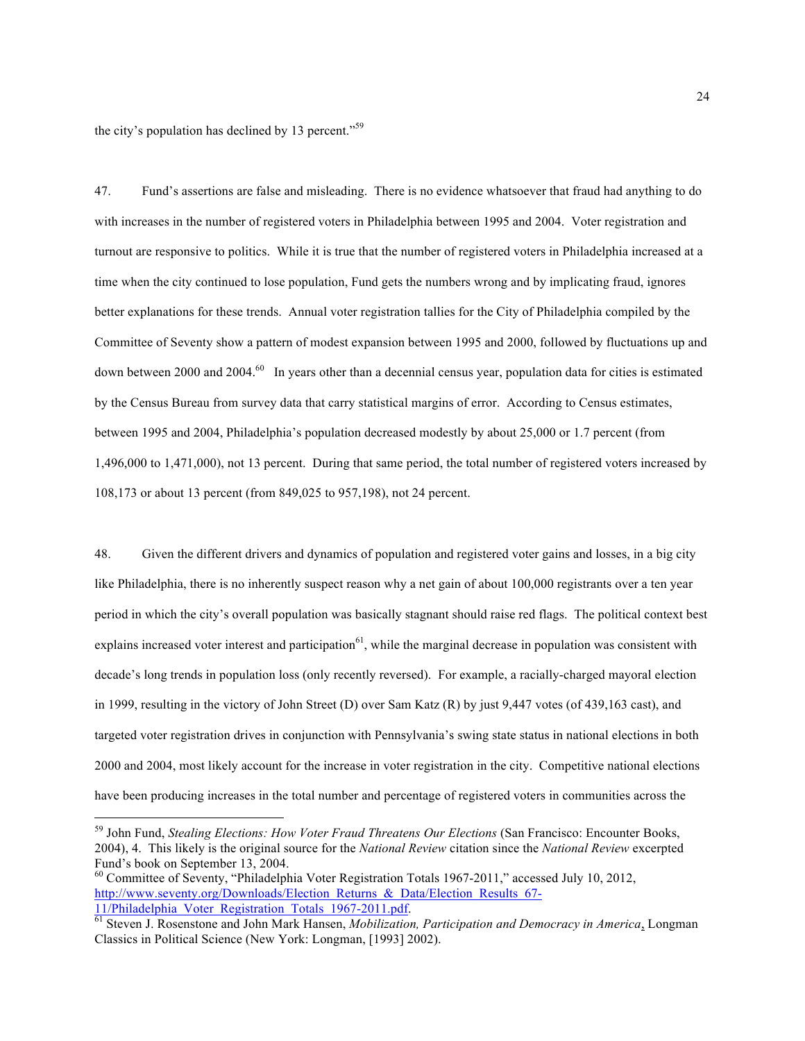the city's population has declined by 13 percent."[59]

47. Fund's assertions are false and misleading. There is no evidence whatsoever that fraud had anything to do with increases in the number of registered voters in Philadelphia between 1995 and 2004. Voter registration and turnout are responsive to politics. While it is true that the number of registered voters in Philadelphia increased at a time when the city continued to lose population, Fund gets the numbers wrong and by implicating fraud, ignores better explanations for these trends. Annual voter registration tallies for the City of Philadelphia compiled by the Committee of Seventy show a pattern of modest expansion between 1995 and 2000, followed by fluctuations up and down between 2000 and 2004.[60] In years other than a decennial census year, population data for cities is estimated by the Census Bureau from survey data that carry statistical margins of error. According to Census estimates, between 1995 and 2004, Philadelphia's population decreased modestly by about 25,000 or 1.7 percent (from 1,496,000 to 1,471,000), not 13 percent. During that same period, the total number of registered voters increased by 108,173 or about 13 percent (from 849,025 to 957,198), not 24 percent.

48. Given the different drivers and dynamics of population and registered voter gains and losses, in a big city like Philadelphia, there is no inherently suspect reason why a net gain of about 100,000 registrants over a ten year period in which the city's overall population was basically stagnant should raise red flags. The political context best explains increased voter interest and participation[61], while the marginal decrease in population was consistent with decade's long trends in population loss (only recently reversed). For example, a racially-charged mayoral election in 1999, resulting in the victory of John Street (D) over Sam Katz (R) by just 9,447 votes (of 439,163 cast), and targeted voter registration drives in conjunction with Pennsylvania's swing state status in national elections in both 2000 and 2004, most likely account for the increase in voter registration in the city. Competitive national elections have been producing increases in the total number and percentage of registered voters in communities across the

---

[59] John Fund, *Stealing Elections: How Voter Fraud Threatens Our Elections* (San Francisco: Encounter Books, 2004), 4. This likely is the original source for the *National Review* citation since the *National Review* excerpted Fund's book on September 13, 2004.

[60] Committee of Seventy, "Philadelphia Voter Registration Totals 1967-2011," accessed July 10, 2012, http://www.seventy.org/Downloads/Election_Returns_&_Data/Election_Results_67-11/Philadelphia_Voter_Registration_Totals_1967-2011.pdf.

[61] Steven J. Rosenstone and John Mark Hansen, *Mobilization, Participation and Democracy in America*, Longman Classics in Political Science (New York: Longman, [1993] 2002).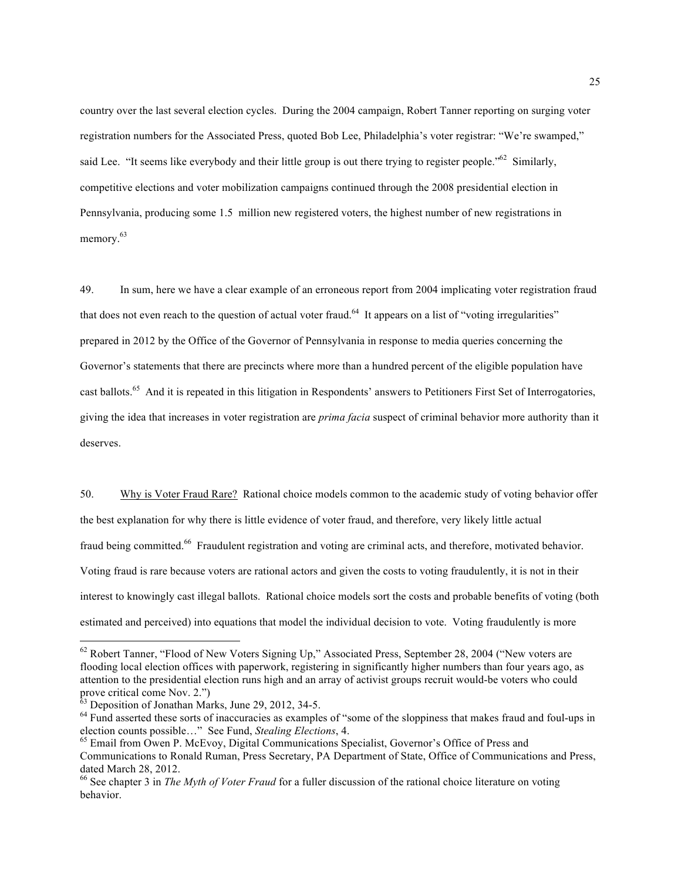country over the last several election cycles. During the 2004 campaign, Robert Tanner reporting on surging voter registration numbers for the Associated Press, quoted Bob Lee, Philadelphia's voter registrar: "We're swamped," said Lee. "It seems like everybody and their little group is out there trying to register people."[62] Similarly, competitive elections and voter mobilization campaigns continued through the 2008 presidential election in Pennsylvania, producing some 1.5 million new registered voters, the highest number of new registrations in memory.[63]

49. In sum, here we have a clear example of an erroneous report from 2004 implicating voter registration fraud that does not even reach to the question of actual voter fraud.[64] It appears on a list of "voting irregularities" prepared in 2012 by the Office of the Governor of Pennsylvania in response to media queries concerning the Governor's statements that there are precincts where more than a hundred percent of the eligible population have cast ballots.[65] And it is repeated in this litigation in Respondents' answers to Petitioners First Set of Interrogatories, giving the idea that increases in voter registration are *prima facia* suspect of criminal behavior more authority than it deserves.

50. Why is Voter Fraud Rare? Rational choice models common to the academic study of voting behavior offer the best explanation for why there is little evidence of voter fraud, and therefore, very likely little actual fraud being committed.[66] Fraudulent registration and voting are criminal acts, and therefore, motivated behavior. Voting fraud is rare because voters are rational actors and given the costs to voting fraudulently, it is not in their interest to knowingly cast illegal ballots. Rational choice models sort the costs and probable benefits of voting (both estimated and perceived) into equations that model the individual decision to vote. Voting fraudulently is more

---

[62] Robert Tanner, "Flood of New Voters Signing Up," Associated Press, September 28, 2004 ("New voters are flooding local election offices with paperwork, registering in significantly higher numbers than four years ago, as attention to the presidential election runs high and an array of activist groups recruit would-be voters who could prove critical come Nov. 2.")

[63] Deposition of Jonathan Marks, June 29, 2012, 34-5.

[64] Fund asserted these sorts of inaccuracies as examples of "some of the sloppiness that makes fraud and foul-ups in election counts possible…" See Fund, *Stealing Elections*, 4.

[65] Email from Owen P. McEvoy, Digital Communications Specialist, Governor's Office of Press and Communications to Ronald Ruman, Press Secretary, PA Department of State, Office of Communications and Press, dated March 28, 2012.

[66] See chapter 3 in *The Myth of Voter Fraud* for a fuller discussion of the rational choice literature on voting behavior.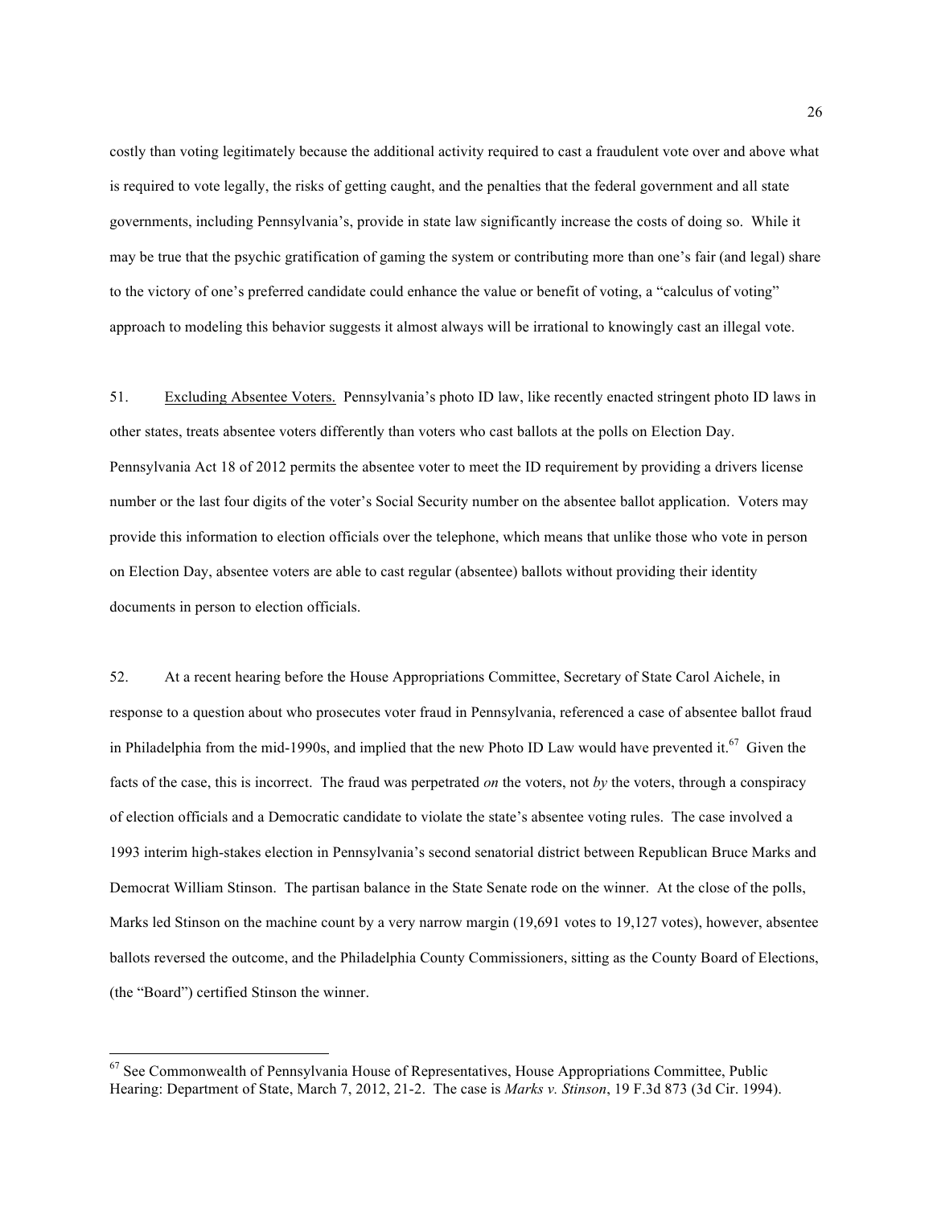costly than voting legitimately because the additional activity required to cast a fraudulent vote over and above what is required to vote legally, the risks of getting caught, and the penalties that the federal government and all state governments, including Pennsylvania's, provide in state law significantly increase the costs of doing so. While it may be true that the psychic gratification of gaming the system or contributing more than one's fair (and legal) share to the victory of one's preferred candidate could enhance the value or benefit of voting, a "calculus of voting" approach to modeling this behavior suggests it almost always will be irrational to knowingly cast an illegal vote.

51. Excluding Absentee Voters. Pennsylvania's photo ID law, like recently enacted stringent photo ID laws in other states, treats absentee voters differently than voters who cast ballots at the polls on Election Day. Pennsylvania Act 18 of 2012 permits the absentee voter to meet the ID requirement by providing a drivers license number or the last four digits of the voter's Social Security number on the absentee ballot application. Voters may provide this information to election officials over the telephone, which means that unlike those who vote in person on Election Day, absentee voters are able to cast regular (absentee) ballots without providing their identity documents in person to election officials.

52. At a recent hearing before the House Appropriations Committee, Secretary of State Carol Aichele, in response to a question about who prosecutes voter fraud in Pennsylvania, referenced a case of absentee ballot fraud in Philadelphia from the mid-1990s, and implied that the new Photo ID Law would have prevented it.[67] Given the facts of the case, this is incorrect. The fraud was perpetrated *on* the voters, not *by* the voters, through a conspiracy of election officials and a Democratic candidate to violate the state's absentee voting rules. The case involved a 1993 interim high-stakes election in Pennsylvania's second senatorial district between Republican Bruce Marks and Democrat William Stinson. The partisan balance in the State Senate rode on the winner. At the close of the polls, Marks led Stinson on the machine count by a very narrow margin (19,691 votes to 19,127 votes), however, absentee ballots reversed the outcome, and the Philadelphia County Commissioners, sitting as the County Board of Elections, (the "Board") certified Stinson the winner.

---

[67] See Commonwealth of Pennsylvania House of Representatives, House Appropriations Committee, Public Hearing: Department of State, March 7, 2012, 21-2. The case is *Marks v. Stinson*, 19 F.3d 873 (3d Cir. 1994).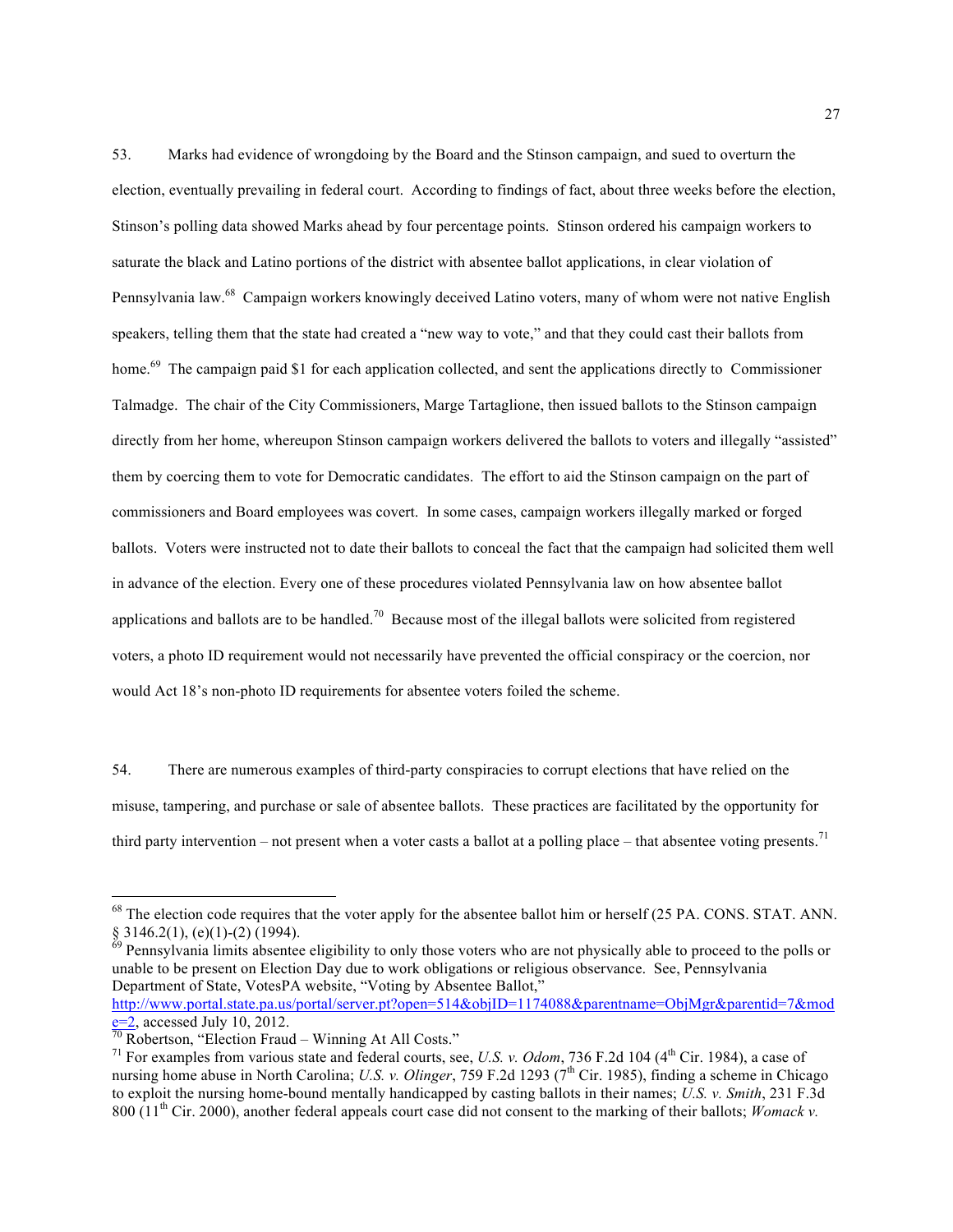53. Marks had evidence of wrongdoing by the Board and the Stinson campaign, and sued to overturn the election, eventually prevailing in federal court. According to findings of fact, about three weeks before the election, Stinson's polling data showed Marks ahead by four percentage points. Stinson ordered his campaign workers to saturate the black and Latino portions of the district with absentee ballot applications, in clear violation of Pennsylvania law.[68] Campaign workers knowingly deceived Latino voters, many of whom were not native English speakers, telling them that the state had created a "new way to vote," and that they could cast their ballots from home.[69] The campaign paid $1 for each application collected, and sent the applications directly to Commissioner Talmadge. The chair of the City Commissioners, Marge Tartaglione, then issued ballots to the Stinson campaign directly from her home, whereupon Stinson campaign workers delivered the ballots to voters and illegally "assisted" them by coercing them to vote for Democratic candidates. The effort to aid the Stinson campaign on the part of commissioners and Board employees was covert. In some cases, campaign workers illegally marked or forged ballots. Voters were instructed not to date their ballots to conceal the fact that the campaign had solicited them well in advance of the election. Every one of these procedures violated Pennsylvania law on how absentee ballot applications and ballots are to be handled.[70] Because most of the illegal ballots were solicited from registered voters, a photo ID requirement would not necessarily have prevented the official conspiracy or the coercion, nor would Act 18's non-photo ID requirements for absentee voters foiled the scheme.

54. There are numerous examples of third-party conspiracies to corrupt elections that have relied on the misuse, tampering, and purchase or sale of absentee ballots. These practices are facilitated by the opportunity for third party intervention – not present when a voter casts a ballot at a polling place – that absentee voting presents.[71]

---

[68] The election code requires that the voter apply for the absentee ballot him or herself (25 PA. CONS. STAT. ANN. § 3146.2(1), (e)(1)-(2) (1994).

[69] Pennsylvania limits absentee eligibility to only those voters who are not physically able to proceed to the polls or unable to be present on Election Day due to work obligations or religious observance. See, Pennsylvania Department of State, VotesPA website, "Voting by Absentee Ballot," http://www.portal.state.pa.us/portal/server.pt?open=514&objID=1174088&parentname=ObjMgr&parentid=7&mode=2, accessed July 10, 2012.

[70] Robertson, "Election Fraud – Winning At All Costs."

[71] For examples from various state and federal courts, see, *U.S. v. Odom*, 736 F.2d 104 (4th Cir. 1984), a case of nursing home abuse in North Carolina; *U.S. v. Olinger*, 759 F.2d 1293 (7th Cir. 1985), finding a scheme in Chicago to exploit the nursing home-bound mentally handicapped by casting ballots in their names; *U.S. v. Smith*, 231 F.3d 800 (11th Cir. 2000), another federal appeals court case did not consent to the marking of their ballots; *Womack v.*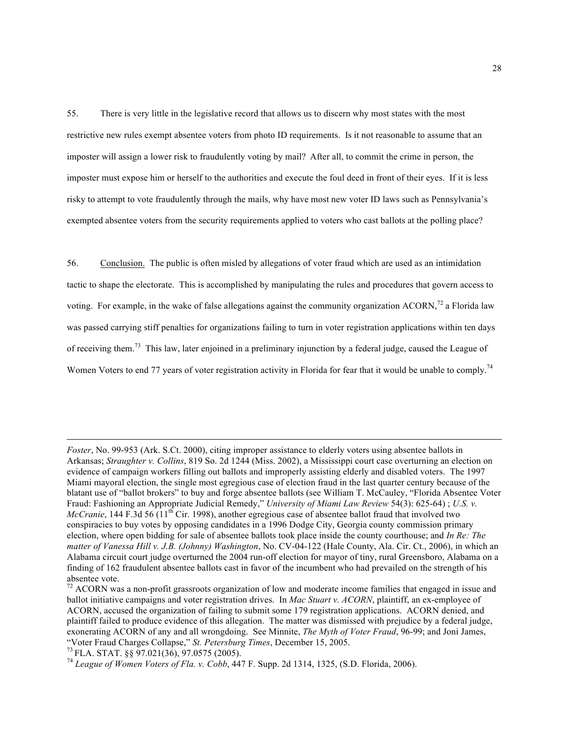55. There is very little in the legislative record that allows us to discern why most states with the most restrictive new rules exempt absentee voters from photo ID requirements. Is it not reasonable to assume that an imposter will assign a lower risk to fraudulently voting by mail? After all, to commit the crime in person, the imposter must expose him or herself to the authorities and execute the foul deed in front of their eyes. If it is less risky to attempt to vote fraudulently through the mails, why have most new voter ID laws such as Pennsylvania's exempted absentee voters from the security requirements applied to voters who cast ballots at the polling place?

56. <u>Conclusion.</u> The public is often misled by allegations of voter fraud which are used as an intimidation tactic to shape the electorate. This is accomplished by manipulating the rules and procedures that govern access to voting. For example, in the wake of false allegations against the community organization ACORN,[72] a Florida law was passed carrying stiff penalties for organizations failing to turn in voter registration applications within ten days of receiving them.[73] This law, later enjoined in a preliminary injunction by a federal judge, caused the League of Women Voters to end 77 years of voter registration activity in Florida for fear that it would be unable to comply.[74]

---

*Foster*, No. 99-953 (Ark. S.Ct. 2000), citing improper assistance to elderly voters using absentee ballots in Arkansas; *Straughter v. Collins*, 819 So. 2d 1244 (Miss. 2002), a Mississippi court case overturning an election on evidence of campaign workers filling out ballots and improperly assisting elderly and disabled voters. The 1997 Miami mayoral election, the single most egregious case of election fraud in the last quarter century because of the blatant use of "ballot brokers" to buy and forge absentee ballots (see William T. McCauley, "Florida Absentee Voter Fraud: Fashioning an Appropriate Judicial Remedy," *University of Miami Law Review* 54(3): 625-64) ; *U.S. v. McCranie*, 144 F.3d 56 (11th Cir. 1998), another egregious case of absentee ballot fraud that involved two conspiracies to buy votes by opposing candidates in a 1996 Dodge City, Georgia county commission primary election, where open bidding for sale of absentee ballots took place inside the county courthouse; and *In Re: The matter of Vanessa Hill v. J.B. (Johnny) Washington*, No. CV-04-122 (Hale County, Ala. Cir. Ct., 2006), in which an Alabama circuit court judge overturned the 2004 run-off election for mayor of tiny, rural Greensboro, Alabama on a finding of 162 fraudulent absentee ballots cast in favor of the incumbent who had prevailed on the strength of his absentee vote.

[72] ACORN was a non-profit grassroots organization of low and moderate income families that engaged in issue and ballot initiative campaigns and voter registration drives. In *Mac Stuart v. ACORN*, plaintiff, an ex-employee of ACORN, accused the organization of failing to submit some 179 registration applications. ACORN denied, and plaintiff failed to produce evidence of this allegation. The matter was dismissed with prejudice by a federal judge, exonerating ACORN of any and all wrongdoing. See Minnite, *The Myth of Voter Fraud*, 96-99; and Joni James, "Voter Fraud Charges Collapse," *St. Petersburg Times*, December 15, 2005.

[73] FLA. STAT. §§ 97.021(36), 97.0575 (2005).

[74] *League of Women Voters of Fla. v. Cobb*, 447 F. Supp. 2d 1314, 1325, (S.D. Florida, 2006).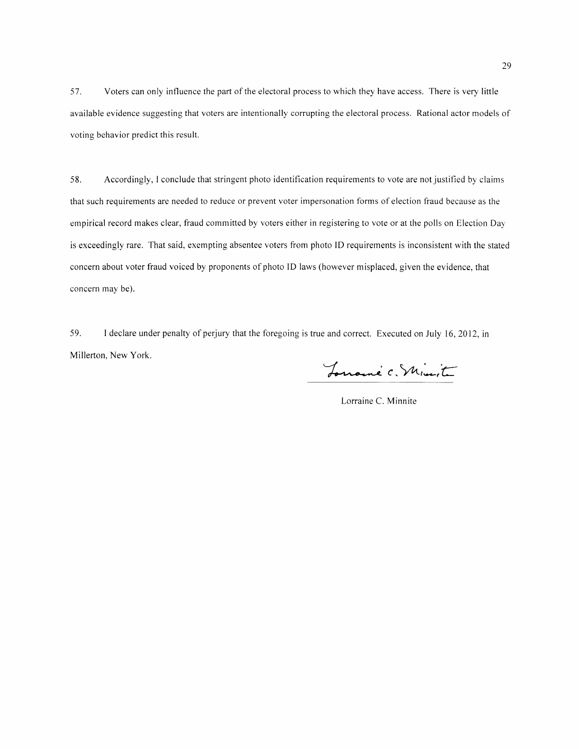57. Voters can only influence the part of the electoral process to which they have access. There is very little available evidence suggesting that voters are intentionally corrupting the electoral process. Rational actor models of voting behavior predict this result.

58. Accordingly, I conclude that stringent photo identification requirements to vote are not justified by claims that such requirements are needed to reduce or prevent voter impersonation forms of election fraud because as the empirical record makes clear, fraud committed by voters either in registering to vote or at the polls on Election Day is exceedingly rare. That said, exempting absentee voters from photo ID requirements is inconsistent with the stated concern about voter fraud voiced by proponents of photo ID laws (however misplaced, given the evidence, that concern may be).

59. I declare under penalty of perjury that the foregoing is true and correct. Executed on July 16, 2012, in Millerton, New York.

Lorraine C. Minnite